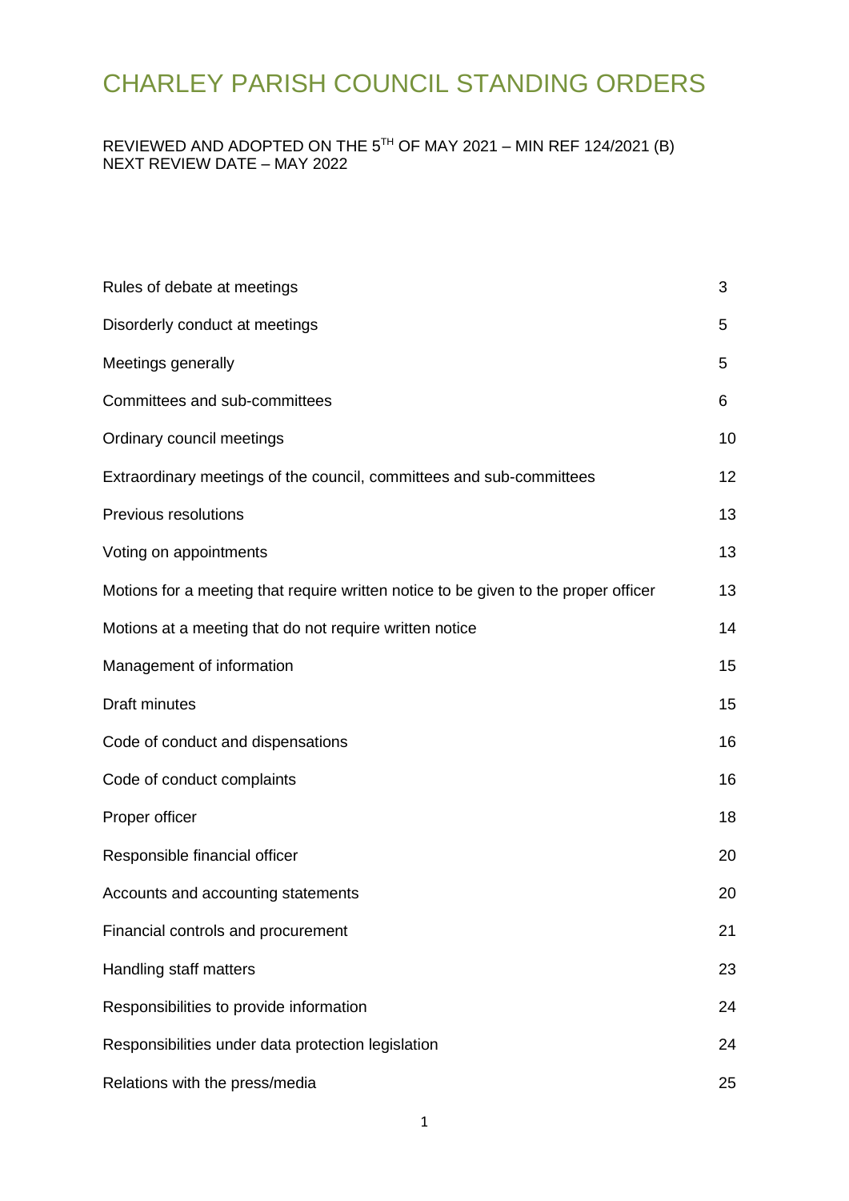# CHARLEY PARISH COUNCIL STANDING ORDERS

REVIEWED AND ADOPTED ON THE 5TH OF MAY 2021 – MIN REF 124/2021 (B)
NEXT REVIEW DATE – MAY 2022

| | |
|---|---|
| Rules of debate at meetings | 3 |
| Disorderly conduct at meetings | 5 |
| Meetings generally | 5 |
| Committees and sub-committees | 6 |
| Ordinary council meetings | 10 |
| Extraordinary meetings of the council, committees and sub-committees | 12 |
| Previous resolutions | 13 |
| Voting on appointments | 13 |
| Motions for a meeting that require written notice to be given to the proper officer | 13 |
| Motions at a meeting that do not require written notice | 14 |
| Management of information | 15 |
| Draft minutes | 15 |
| Code of conduct and dispensations | 16 |
| Code of conduct complaints | 16 |
| Proper officer | 18 |
| Responsible financial officer | 20 |
| Accounts and accounting statements | 20 |
| Financial controls and procurement | 21 |
| Handling staff matters | 23 |
| Responsibilities to provide information | 24 |
| Responsibilities under data protection legislation | 24 |
| Relations with the press/media | 25 |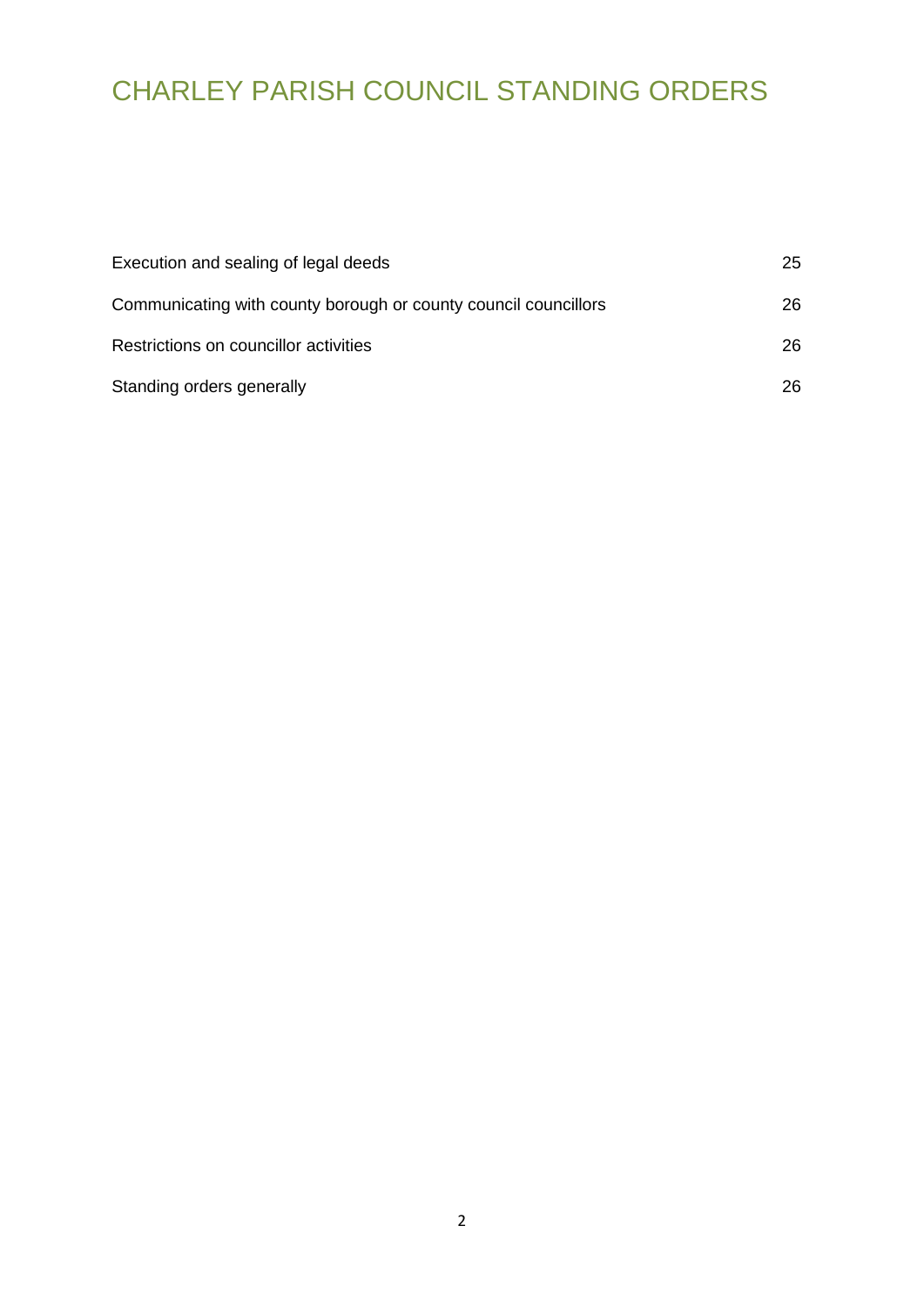# CHARLEY PARISH COUNCIL STANDING ORDERS

| | |
|---|---|
| Execution and sealing of legal deeds | 25 |
| Communicating with county borough or county council councillors | 26 |
| Restrictions on councillor activities | 26 |
| Standing orders generally | 26 |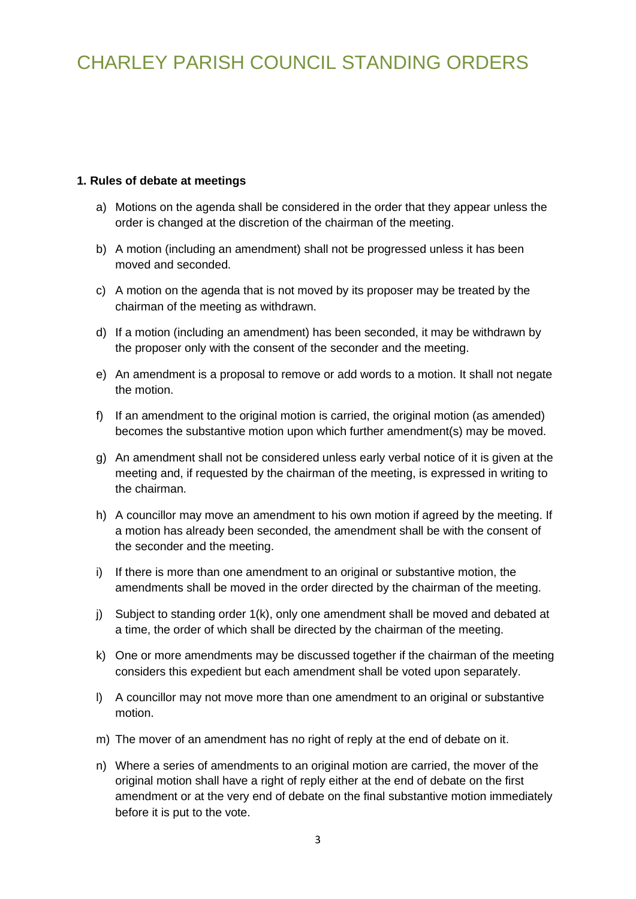# CHARLEY PARISH COUNCIL STANDING ORDERS

**1. Rules of debate at meetings**

a) Motions on the agenda shall be considered in the order that they appear unless the order is changed at the discretion of the chairman of the meeting.

b) A motion (including an amendment) shall not be progressed unless it has been moved and seconded.

c) A motion on the agenda that is not moved by its proposer may be treated by the chairman of the meeting as withdrawn.

d) If a motion (including an amendment) has been seconded, it may be withdrawn by the proposer only with the consent of the seconder and the meeting.

e) An amendment is a proposal to remove or add words to a motion. It shall not negate the motion.

f) If an amendment to the original motion is carried, the original motion (as amended) becomes the substantive motion upon which further amendment(s) may be moved.

g) An amendment shall not be considered unless early verbal notice of it is given at the meeting and, if requested by the chairman of the meeting, is expressed in writing to the chairman.

h) A councillor may move an amendment to his own motion if agreed by the meeting. If a motion has already been seconded, the amendment shall be with the consent of the seconder and the meeting.

i) If there is more than one amendment to an original or substantive motion, the amendments shall be moved in the order directed by the chairman of the meeting.

j) Subject to standing order 1(k), only one amendment shall be moved and debated at a time, the order of which shall be directed by the chairman of the meeting.

k) One or more amendments may be discussed together if the chairman of the meeting considers this expedient but each amendment shall be voted upon separately.

l) A councillor may not move more than one amendment to an original or substantive motion.

m) The mover of an amendment has no right of reply at the end of debate on it.

n) Where a series of amendments to an original motion are carried, the mover of the original motion shall have a right of reply either at the end of debate on the first amendment or at the very end of debate on the final substantive motion immediately before it is put to the vote.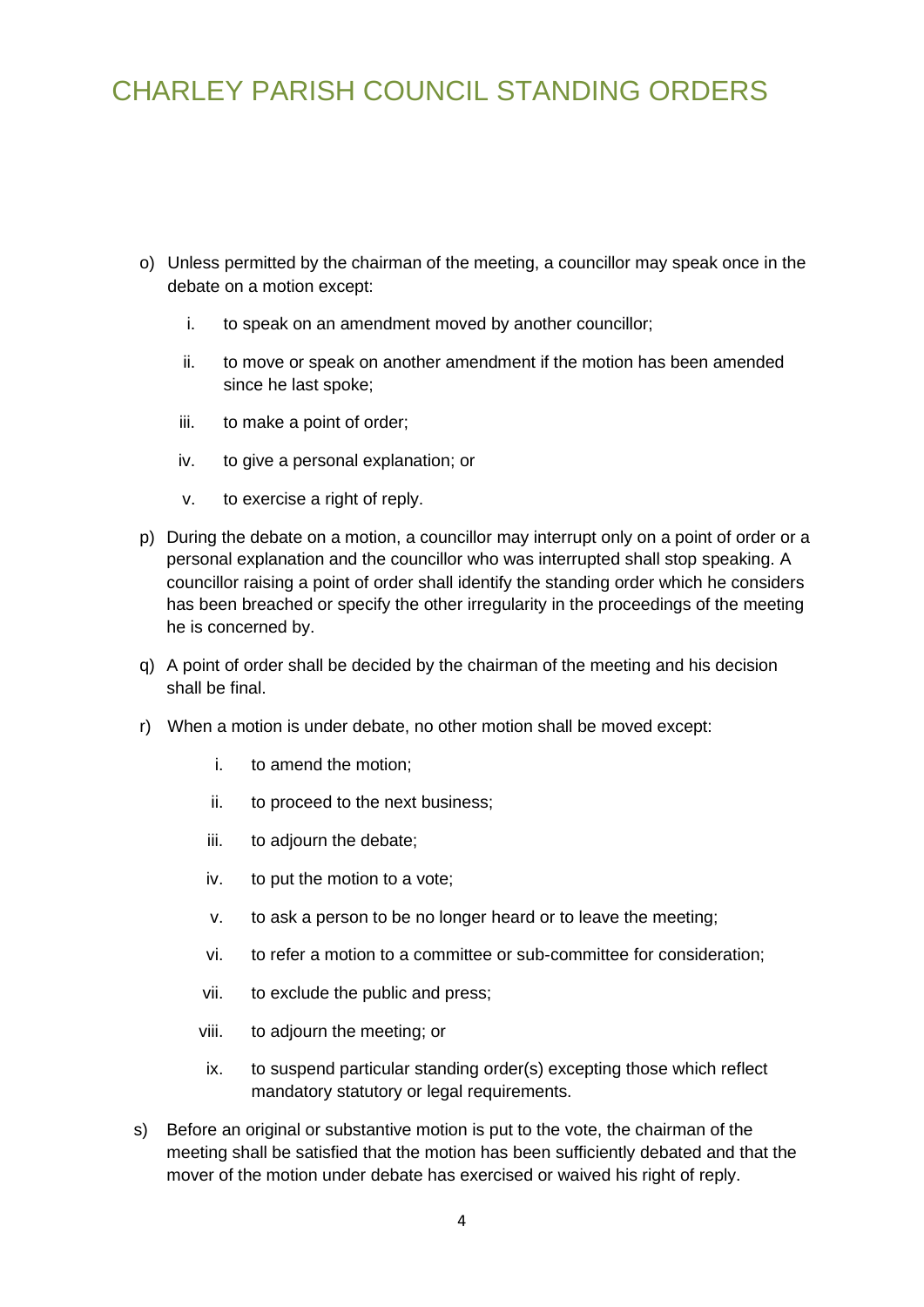o) Unless permitted by the chairman of the meeting, a councillor may speak once in the debate on a motion except:

    i. to speak on an amendment moved by another councillor;

    ii. to move or speak on another amendment if the motion has been amended since he last spoke;

    iii. to make a point of order;

    iv. to give a personal explanation; or

    v. to exercise a right of reply.

p) During the debate on a motion, a councillor may interrupt only on a point of order or a personal explanation and the councillor who was interrupted shall stop speaking. A councillor raising a point of order shall identify the standing order which he considers has been breached or specify the other irregularity in the proceedings of the meeting he is concerned by.

q) A point of order shall be decided by the chairman of the meeting and his decision shall be final.

r) When a motion is under debate, no other motion shall be moved except:

    i. to amend the motion;

    ii. to proceed to the next business;

    iii. to adjourn the debate;

    iv. to put the motion to a vote;

    v. to ask a person to be no longer heard or to leave the meeting;

    vi. to refer a motion to a committee or sub-committee for consideration;

    vii. to exclude the public and press;

    viii. to adjourn the meeting; or

    ix. to suspend particular standing order(s) excepting those which reflect mandatory statutory or legal requirements.

s) Before an original or substantive motion is put to the vote, the chairman of the meeting shall be satisfied that the motion has been sufficiently debated and that the mover of the motion under debate has exercised or waived his right of reply.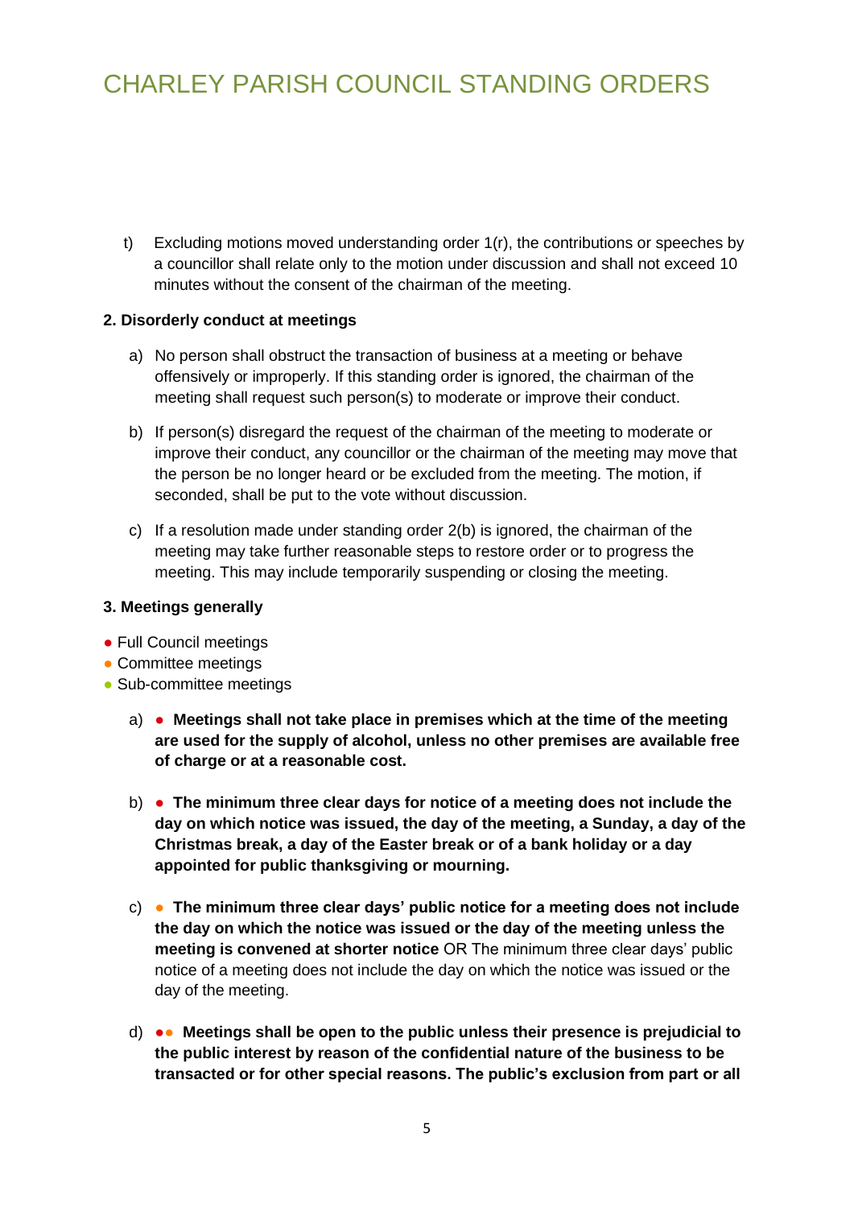t) Excluding motions moved understanding order 1(r), the contributions or speeches by a councillor shall relate only to the motion under discussion and shall not exceed 10 minutes without the consent of the chairman of the meeting.

**2. Disorderly conduct at meetings**

a) No person shall obstruct the transaction of business at a meeting or behave offensively or improperly. If this standing order is ignored, the chairman of the meeting shall request such person(s) to moderate or improve their conduct.

b) If person(s) disregard the request of the chairman of the meeting to moderate or improve their conduct, any councillor or the chairman of the meeting may move that the person be no longer heard or be excluded from the meeting. The motion, if seconded, shall be put to the vote without discussion.

c) If a resolution made under standing order 2(b) is ignored, the chairman of the meeting may take further reasonable steps to restore order or to progress the meeting. This may include temporarily suspending or closing the meeting.

**3. Meetings generally**

- ● Full Council meetings
- ● Committee meetings
- ● Sub-committee meetings

a) ● **Meetings shall not take place in premises which at the time of the meeting are used for the supply of alcohol, unless no other premises are available free of charge or at a reasonable cost.**

b) ● **The minimum three clear days for notice of a meeting does not include the day on which notice was issued, the day of the meeting, a Sunday, a day of the Christmas break, a day of the Easter break or of a bank holiday or a day appointed for public thanksgiving or mourning.**

c) ● **The minimum three clear days' public notice for a meeting does not include the day on which the notice was issued or the day of the meeting unless the meeting is convened at shorter notice** OR The minimum three clear days' public notice of a meeting does not include the day on which the notice was issued or the day of the meeting.

d) ●● **Meetings shall be open to the public unless their presence is prejudicial to the public interest by reason of the confidential nature of the business to be transacted or for other special reasons. The public's exclusion from part or all**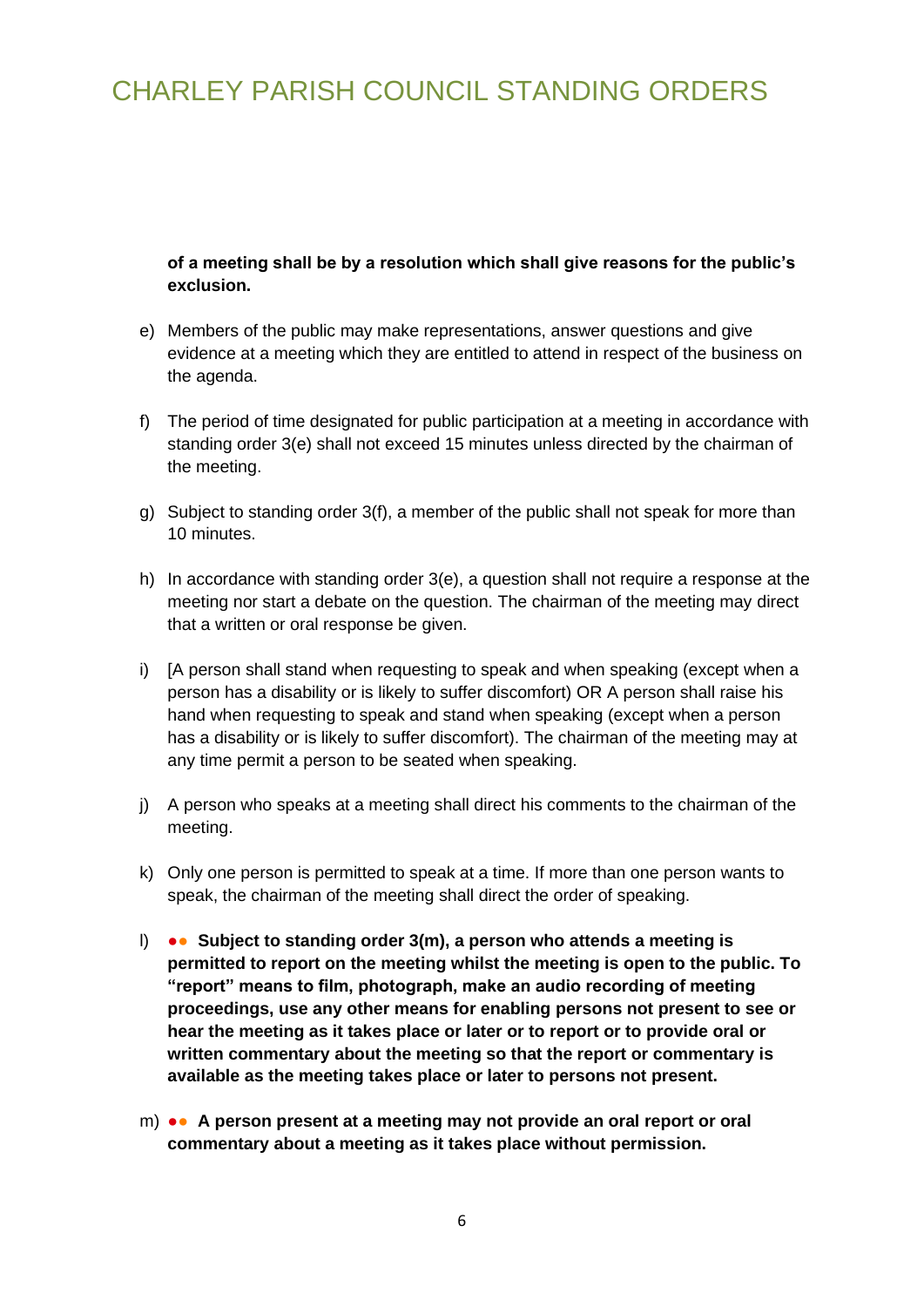**of a meeting shall be by a resolution which shall give reasons for the public's exclusion.**

e) Members of the public may make representations, answer questions and give evidence at a meeting which they are entitled to attend in respect of the business on the agenda.

f) The period of time designated for public participation at a meeting in accordance with standing order 3(e) shall not exceed 15 minutes unless directed by the chairman of the meeting.

g) Subject to standing order 3(f), a member of the public shall not speak for more than 10 minutes.

h) In accordance with standing order 3(e), a question shall not require a response at the meeting nor start a debate on the question. The chairman of the meeting may direct that a written or oral response be given.

i) [A person shall stand when requesting to speak and when speaking (except when a person has a disability or is likely to suffer discomfort) OR A person shall raise his hand when requesting to speak and stand when speaking (except when a person has a disability or is likely to suffer discomfort). The chairman of the meeting may at any time permit a person to be seated when speaking.

j) A person who speaks at a meeting shall direct his comments to the chairman of the meeting.

k) Only one person is permitted to speak at a time. If more than one person wants to speak, the chairman of the meeting shall direct the order of speaking.

l) ●● **Subject to standing order 3(m), a person who attends a meeting is permitted to report on the meeting whilst the meeting is open to the public. To "report" means to film, photograph, make an audio recording of meeting proceedings, use any other means for enabling persons not present to see or hear the meeting as it takes place or later or to report or to provide oral or written commentary about the meeting so that the report or commentary is available as the meeting takes place or later to persons not present.**

m) ●● **A person present at a meeting may not provide an oral report or oral commentary about a meeting as it takes place without permission.**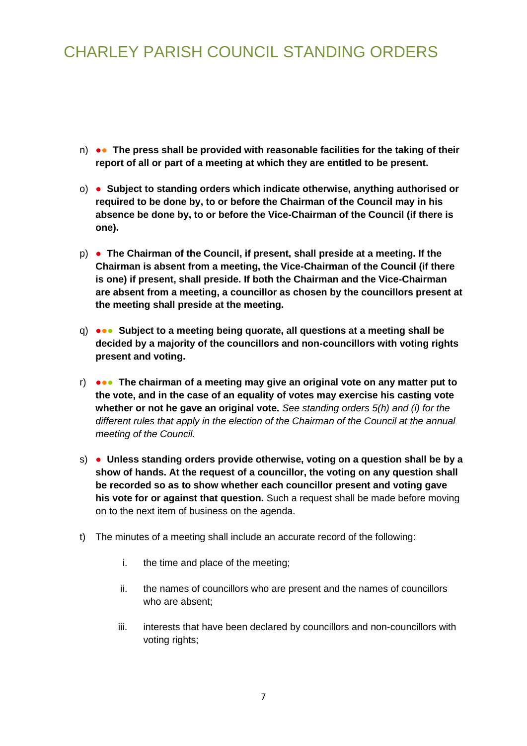n) ●● **The press shall be provided with reasonable facilities for the taking of their report of all or part of a meeting at which they are entitled to be present.**

o) ● **Subject to standing orders which indicate otherwise, anything authorised or required to be done by, to or before the Chairman of the Council may in his absence be done by, to or before the Vice-Chairman of the Council (if there is one).**

p) ● **The Chairman of the Council, if present, shall preside at a meeting. If the Chairman is absent from a meeting, the Vice-Chairman of the Council (if there is one) if present, shall preside. If both the Chairman and the Vice-Chairman are absent from a meeting, a councillor as chosen by the councillors present at the meeting shall preside at the meeting.**

q) ●●● **Subject to a meeting being quorate, all questions at a meeting shall be decided by a majority of the councillors and non-councillors with voting rights present and voting.**

r) ●●● **The chairman of a meeting may give an original vote on any matter put to the vote, and in the case of an equality of votes may exercise his casting vote whether or not he gave an original vote.** *See standing orders 5(h) and (i) for the different rules that apply in the election of the Chairman of the Council at the annual meeting of the Council.*

s) ● **Unless standing orders provide otherwise, voting on a question shall be by a show of hands. At the request of a councillor, the voting on any question shall be recorded so as to show whether each councillor present and voting gave his vote for or against that question.** Such a request shall be made before moving on to the next item of business on the agenda.

t) The minutes of a meeting shall include an accurate record of the following:

   i. the time and place of the meeting;

   ii. the names of councillors who are present and the names of councillors who are absent;

   iii. interests that have been declared by councillors and non-councillors with voting rights;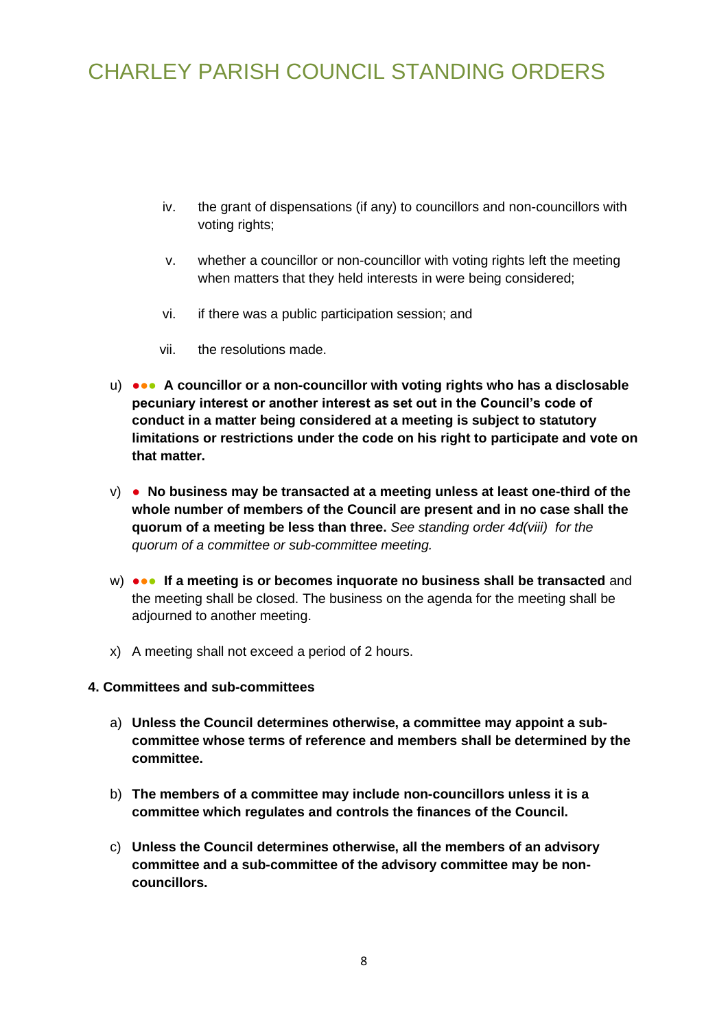iv. the grant of dispensations (if any) to councillors and non-councillors with voting rights;

v. whether a councillor or non-councillor with voting rights left the meeting when matters that they held interests in were being considered;

vi. if there was a public participation session; and

vii. the resolutions made.

u) ●●● **A councillor or a non-councillor with voting rights who has a disclosable pecuniary interest or another interest as set out in the Council's code of conduct in a matter being considered at a meeting is subject to statutory limitations or restrictions under the code on his right to participate and vote on that matter.**

v) ● **No business may be transacted at a meeting unless at least one-third of the whole number of members of the Council are present and in no case shall the quorum of a meeting be less than three.** *See standing order 4d(viii) for the quorum of a committee or sub-committee meeting.*

w) ●●● **If a meeting is or becomes inquorate no business shall be transacted** and the meeting shall be closed. The business on the agenda for the meeting shall be adjourned to another meeting.

x) A meeting shall not exceed a period of 2 hours.

**4. Committees and sub-committees**

a) **Unless the Council determines otherwise, a committee may appoint a sub-committee whose terms of reference and members shall be determined by the committee.**

b) **The members of a committee may include non-councillors unless it is a committee which regulates and controls the finances of the Council.**

c) **Unless the Council determines otherwise, all the members of an advisory committee and a sub-committee of the advisory committee may be non-councillors.**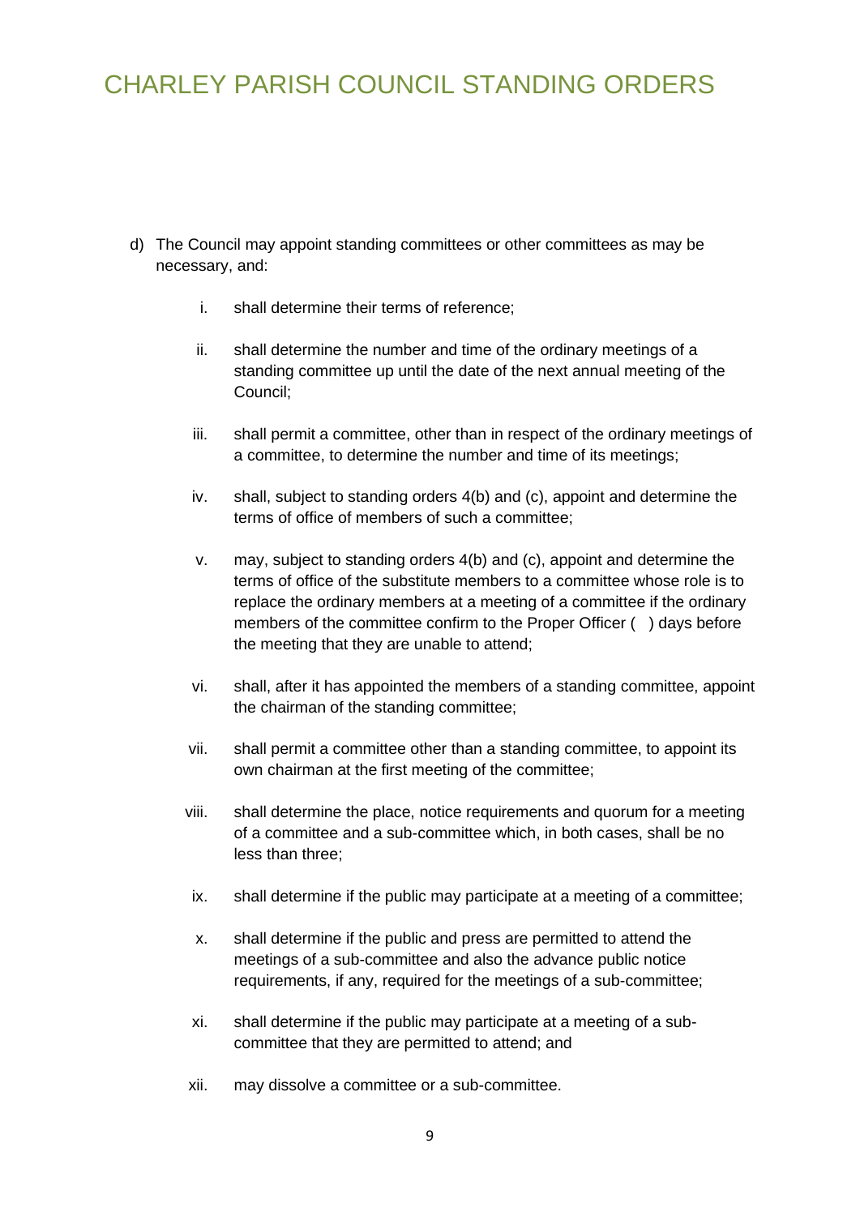d) The Council may appoint standing committees or other committees as may be necessary, and:

    i. shall determine their terms of reference;

    ii. shall determine the number and time of the ordinary meetings of a standing committee up until the date of the next annual meeting of the Council;

    iii. shall permit a committee, other than in respect of the ordinary meetings of a committee, to determine the number and time of its meetings;

    iv. shall, subject to standing orders 4(b) and (c), appoint and determine the terms of office of members of such a committee;

    v. may, subject to standing orders 4(b) and (c), appoint and determine the terms of office of the substitute members to a committee whose role is to replace the ordinary members at a meeting of a committee if the ordinary members of the committee confirm to the Proper Officer (   ) days before the meeting that they are unable to attend;

    vi. shall, after it has appointed the members of a standing committee, appoint the chairman of the standing committee;

    vii. shall permit a committee other than a standing committee, to appoint its own chairman at the first meeting of the committee;

    viii. shall determine the place, notice requirements and quorum for a meeting of a committee and a sub-committee which, in both cases, shall be no less than three;

    ix. shall determine if the public may participate at a meeting of a committee;

    x. shall determine if the public and press are permitted to attend the meetings of a sub-committee and also the advance public notice requirements, if any, required for the meetings of a sub-committee;

    xi. shall determine if the public may participate at a meeting of a sub-committee that they are permitted to attend; and

    xii. may dissolve a committee or a sub-committee.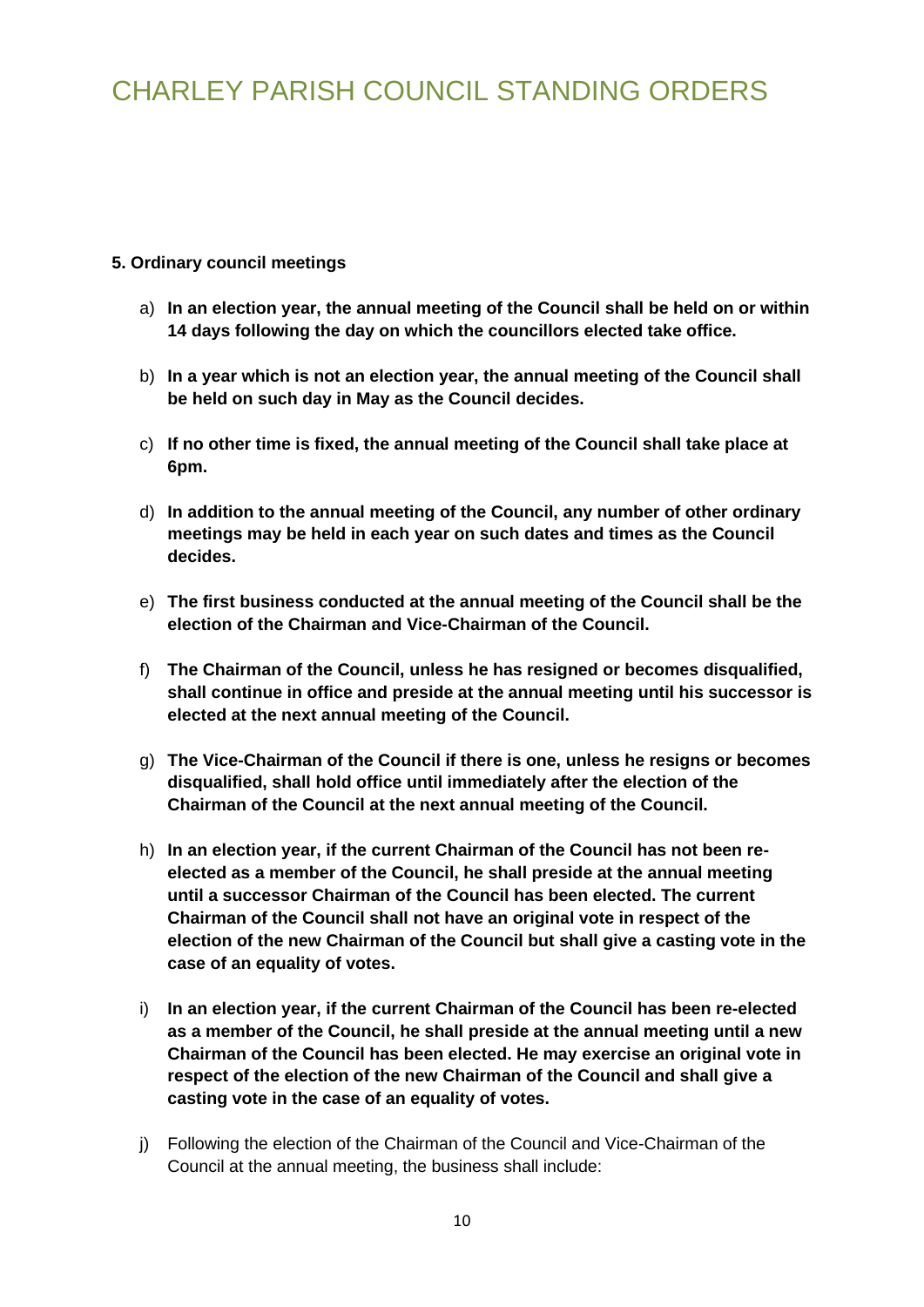**5. Ordinary council meetings**

a) **In an election year, the annual meeting of the Council shall be held on or within 14 days following the day on which the councillors elected take office.**

b) **In a year which is not an election year, the annual meeting of the Council shall be held on such day in May as the Council decides.**

c) **If no other time is fixed, the annual meeting of the Council shall take place at 6pm.**

d) **In addition to the annual meeting of the Council, any number of other ordinary meetings may be held in each year on such dates and times as the Council decides.**

e) **The first business conducted at the annual meeting of the Council shall be the election of the Chairman and Vice-Chairman of the Council.**

f) **The Chairman of the Council, unless he has resigned or becomes disqualified, shall continue in office and preside at the annual meeting until his successor is elected at the next annual meeting of the Council.**

g) **The Vice-Chairman of the Council if there is one, unless he resigns or becomes disqualified, shall hold office until immediately after the election of the Chairman of the Council at the next annual meeting of the Council.**

h) **In an election year, if the current Chairman of the Council has not been re-elected as a member of the Council, he shall preside at the annual meeting until a successor Chairman of the Council has been elected. The current Chairman of the Council shall not have an original vote in respect of the election of the new Chairman of the Council but shall give a casting vote in the case of an equality of votes.**

i) **In an election year, if the current Chairman of the Council has been re-elected as a member of the Council, he shall preside at the annual meeting until a new Chairman of the Council has been elected. He may exercise an original vote in respect of the election of the new Chairman of the Council and shall give a casting vote in the case of an equality of votes.**

j) Following the election of the Chairman of the Council and Vice-Chairman of the Council at the annual meeting, the business shall include: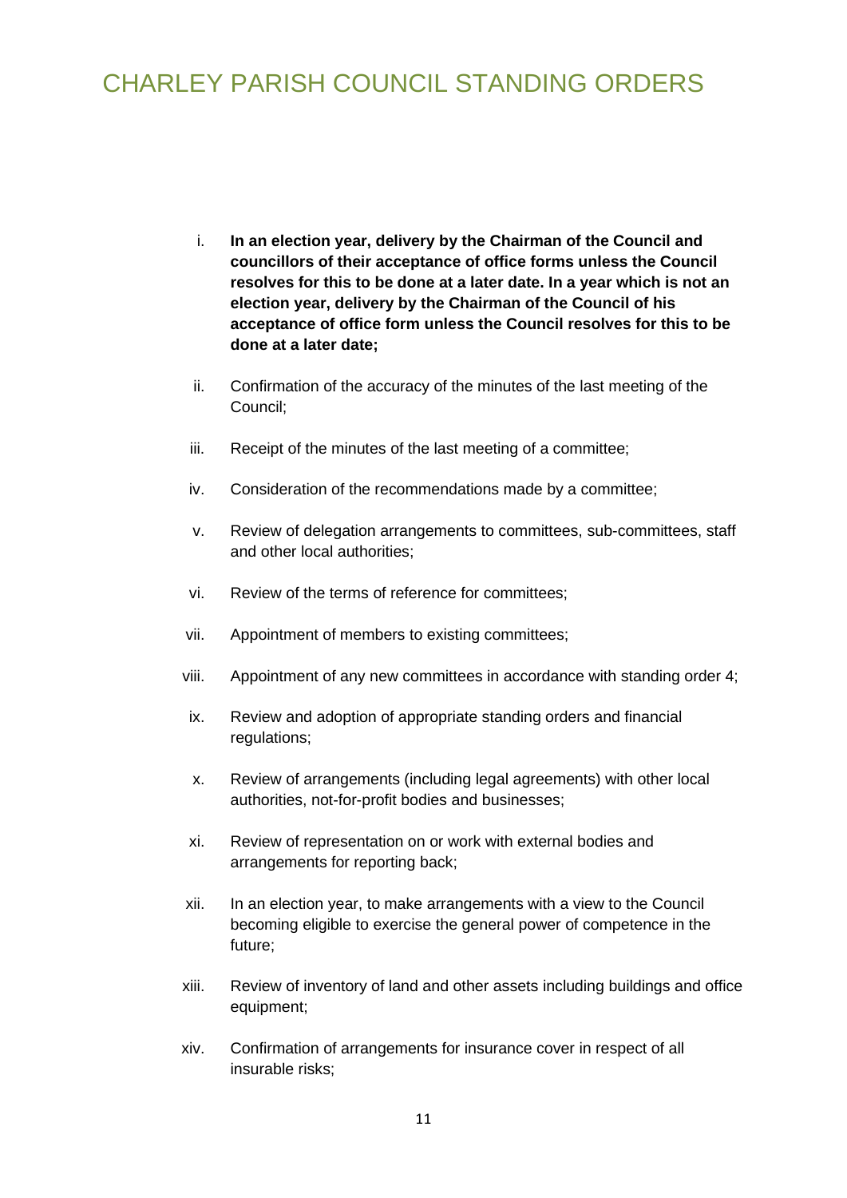i. **In an election year, delivery by the Chairman of the Council and councillors of their acceptance of office forms unless the Council resolves for this to be done at a later date. In a year which is not an election year, delivery by the Chairman of the Council of his acceptance of office form unless the Council resolves for this to be done at a later date;**

ii. Confirmation of the accuracy of the minutes of the last meeting of the Council;

iii. Receipt of the minutes of the last meeting of a committee;

iv. Consideration of the recommendations made by a committee;

v. Review of delegation arrangements to committees, sub-committees, staff and other local authorities;

vi. Review of the terms of reference for committees;

vii. Appointment of members to existing committees;

viii. Appointment of any new committees in accordance with standing order 4;

ix. Review and adoption of appropriate standing orders and financial regulations;

x. Review of arrangements (including legal agreements) with other local authorities, not-for-profit bodies and businesses;

xi. Review of representation on or work with external bodies and arrangements for reporting back;

xii. In an election year, to make arrangements with a view to the Council becoming eligible to exercise the general power of competence in the future;

xiii. Review of inventory of land and other assets including buildings and office equipment;

xiv. Confirmation of arrangements for insurance cover in respect of all insurable risks;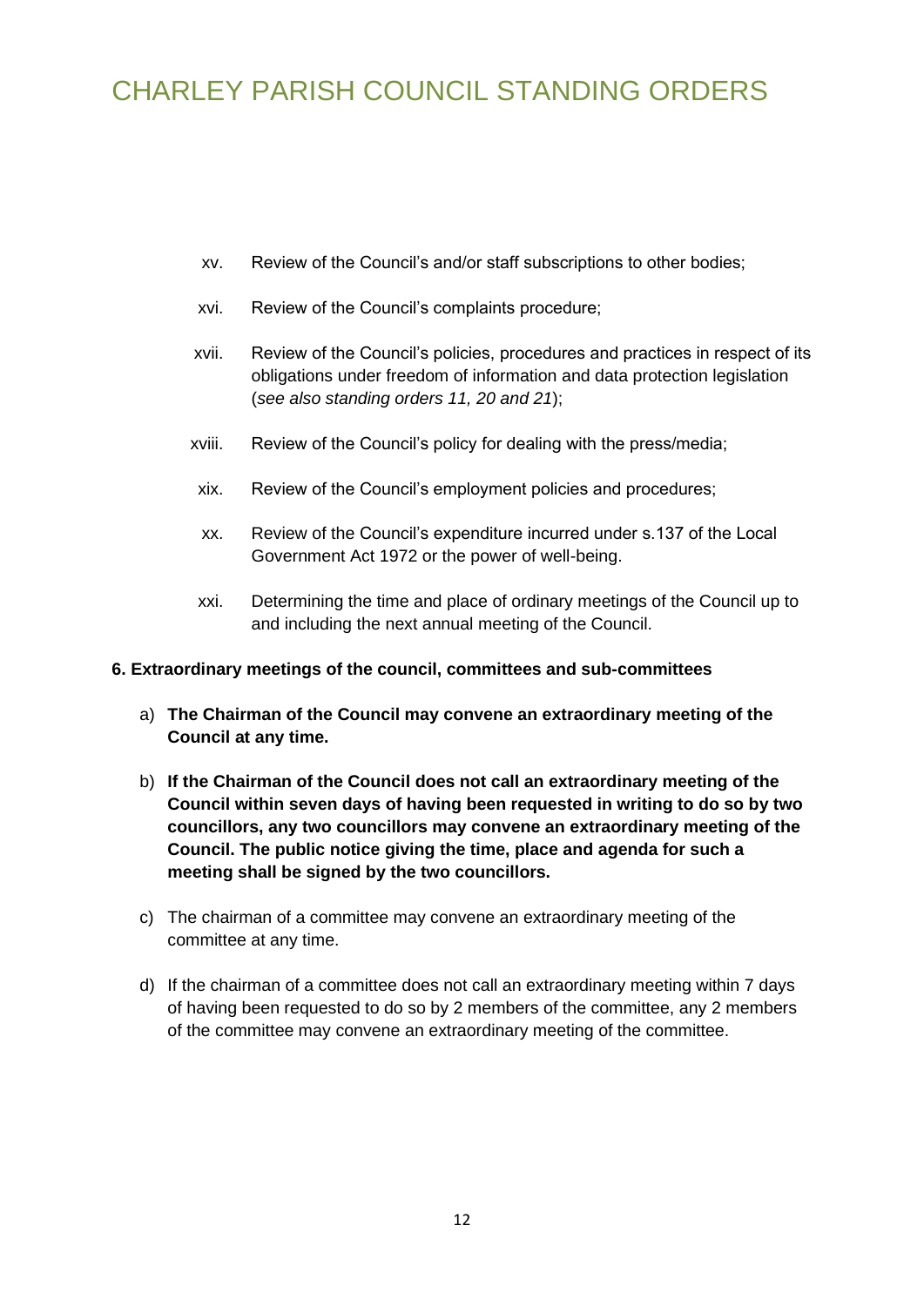xv. Review of the Council's and/or staff subscriptions to other bodies;

xvi. Review of the Council's complaints procedure;

xvii. Review of the Council's policies, procedures and practices in respect of its obligations under freedom of information and data protection legislation (*see also standing orders 11, 20 and 21*);

xviii. Review of the Council's policy for dealing with the press/media;

xix. Review of the Council's employment policies and procedures;

xx. Review of the Council's expenditure incurred under s.137 of the Local Government Act 1972 or the power of well-being.

xxi. Determining the time and place of ordinary meetings of the Council up to and including the next annual meeting of the Council.

**6. Extraordinary meetings of the council, committees and sub-committees**

a) **The Chairman of the Council may convene an extraordinary meeting of the Council at any time.**

b) **If the Chairman of the Council does not call an extraordinary meeting of the Council within seven days of having been requested in writing to do so by two councillors, any two councillors may convene an extraordinary meeting of the Council. The public notice giving the time, place and agenda for such a meeting shall be signed by the two councillors.**

c) The chairman of a committee may convene an extraordinary meeting of the committee at any time.

d) If the chairman of a committee does not call an extraordinary meeting within 7 days of having been requested to do so by 2 members of the committee, any 2 members of the committee may convene an extraordinary meeting of the committee.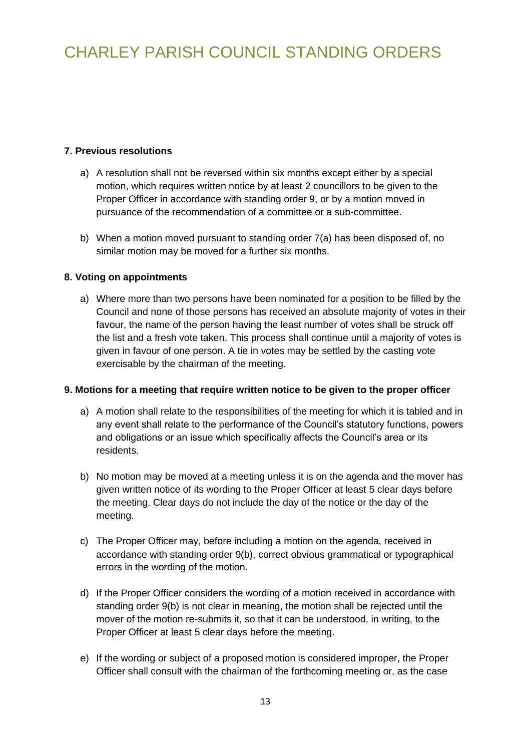### 7. Previous resolutions

a) A resolution shall not be reversed within six months except either by a special motion, which requires written notice by at least 2 councillors to be given to the Proper Officer in accordance with standing order 9, or by a motion moved in pursuance of the recommendation of a committee or a sub-committee.

b) When a motion moved pursuant to standing order 7(a) has been disposed of, no similar motion may be moved for a further six months.

### 8. Voting on appointments

a) Where more than two persons have been nominated for a position to be filled by the Council and none of those persons has received an absolute majority of votes in their favour, the name of the person having the least number of votes shall be struck off the list and a fresh vote taken. This process shall continue until a majority of votes is given in favour of one person. A tie in votes may be settled by the casting vote exercisable by the chairman of the meeting.

### 9. Motions for a meeting that require written notice to be given to the proper officer

a) A motion shall relate to the responsibilities of the meeting for which it is tabled and in any event shall relate to the performance of the Council's statutory functions, powers and obligations or an issue which specifically affects the Council's area or its residents.

b) No motion may be moved at a meeting unless it is on the agenda and the mover has given written notice of its wording to the Proper Officer at least 5 clear days before the meeting. Clear days do not include the day of the notice or the day of the meeting.

c) The Proper Officer may, before including a motion on the agenda, received in accordance with standing order 9(b), correct obvious grammatical or typographical errors in the wording of the motion.

d) If the Proper Officer considers the wording of a motion received in accordance with standing order 9(b) is not clear in meaning, the motion shall be rejected until the mover of the motion re-submits it, so that it can be understood, in writing, to the Proper Officer at least 5 clear days before the meeting.

e) If the wording or subject of a proposed motion is considered improper, the Proper Officer shall consult with the chairman of the forthcoming meeting or, as the case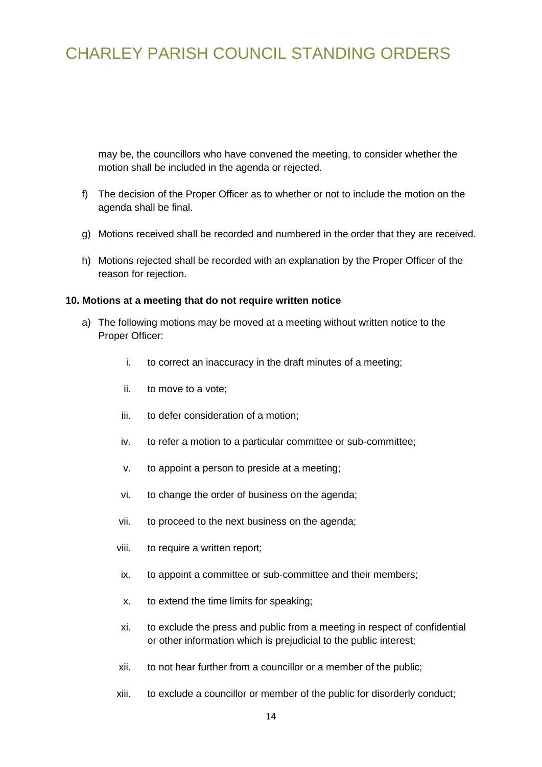may be, the councillors who have convened the meeting, to consider whether the motion shall be included in the agenda or rejected.

f) The decision of the Proper Officer as to whether or not to include the motion on the agenda shall be final.

g) Motions received shall be recorded and numbered in the order that they are received.

h) Motions rejected shall be recorded with an explanation by the Proper Officer of the reason for rejection.

**10. Motions at a meeting that do not require written notice**

a) The following motions may be moved at a meeting without written notice to the Proper Officer:

   i. to correct an inaccuracy in the draft minutes of a meeting;

   ii. to move to a vote;

   iii. to defer consideration of a motion;

   iv. to refer a motion to a particular committee or sub-committee;

   v. to appoint a person to preside at a meeting;

   vi. to change the order of business on the agenda;

   vii. to proceed to the next business on the agenda;

   viii. to require a written report;

   ix. to appoint a committee or sub-committee and their members;

   x. to extend the time limits for speaking;

   xi. to exclude the press and public from a meeting in respect of confidential or other information which is prejudicial to the public interest;

   xii. to not hear further from a councillor or a member of the public;

   xiii. to exclude a councillor or member of the public for disorderly conduct;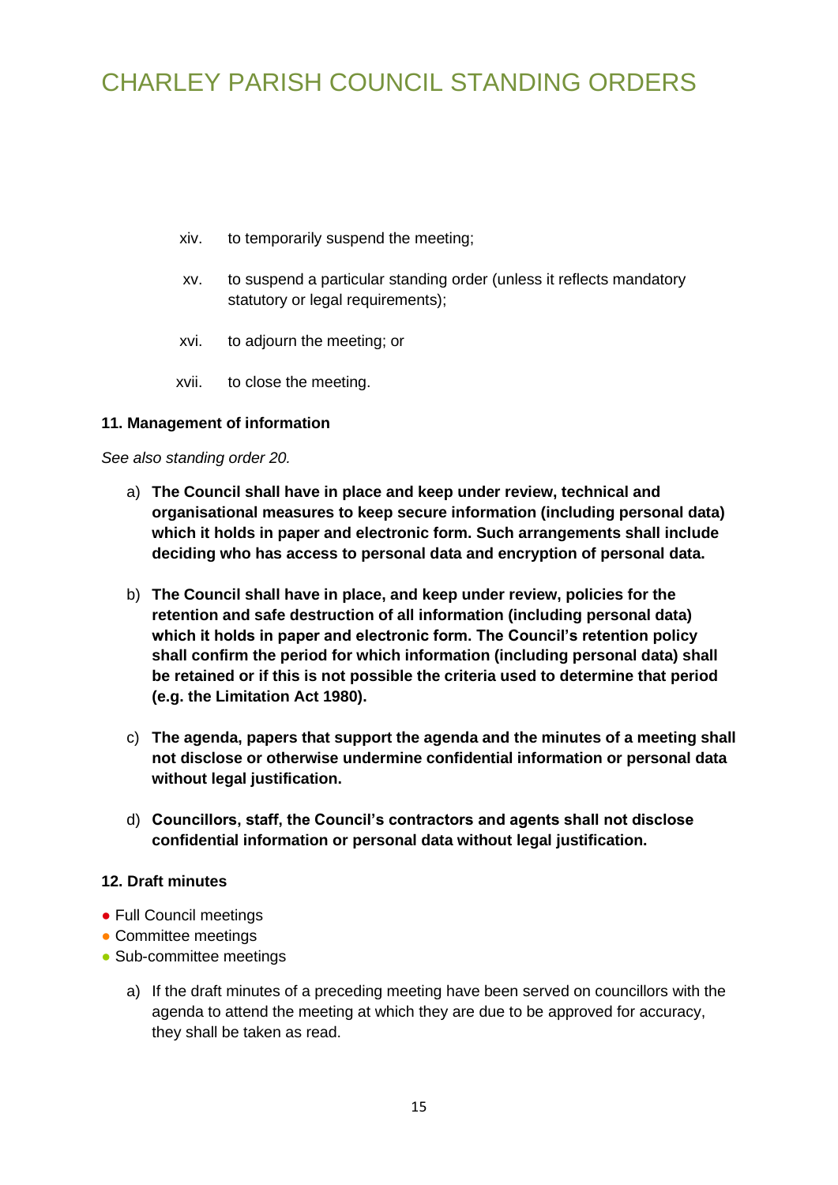- xiv. to temporarily suspend the meeting;
- xv. to suspend a particular standing order (unless it reflects mandatory statutory or legal requirements);
- xvi. to adjourn the meeting; or
- xvii. to close the meeting.

**11. Management of information**

*See also standing order 20.*

a) **The Council shall have in place and keep under review, technical and organisational measures to keep secure information (including personal data) which it holds in paper and electronic form. Such arrangements shall include deciding who has access to personal data and encryption of personal data.**

b) **The Council shall have in place, and keep under review, policies for the retention and safe destruction of all information (including personal data) which it holds in paper and electronic form. The Council's retention policy shall confirm the period for which information (including personal data) shall be retained or if this is not possible the criteria used to determine that period (e.g. the Limitation Act 1980).**

c) **The agenda, papers that support the agenda and the minutes of a meeting shall not disclose or otherwise undermine confidential information or personal data without legal justification.**

d) **Councillors, staff, the Council's contractors and agents shall not disclose confidential information or personal data without legal justification.**

**12. Draft minutes**

- Full Council meetings
- Committee meetings
- Sub-committee meetings

a) If the draft minutes of a preceding meeting have been served on councillors with the agenda to attend the meeting at which they are due to be approved for accuracy, they shall be taken as read.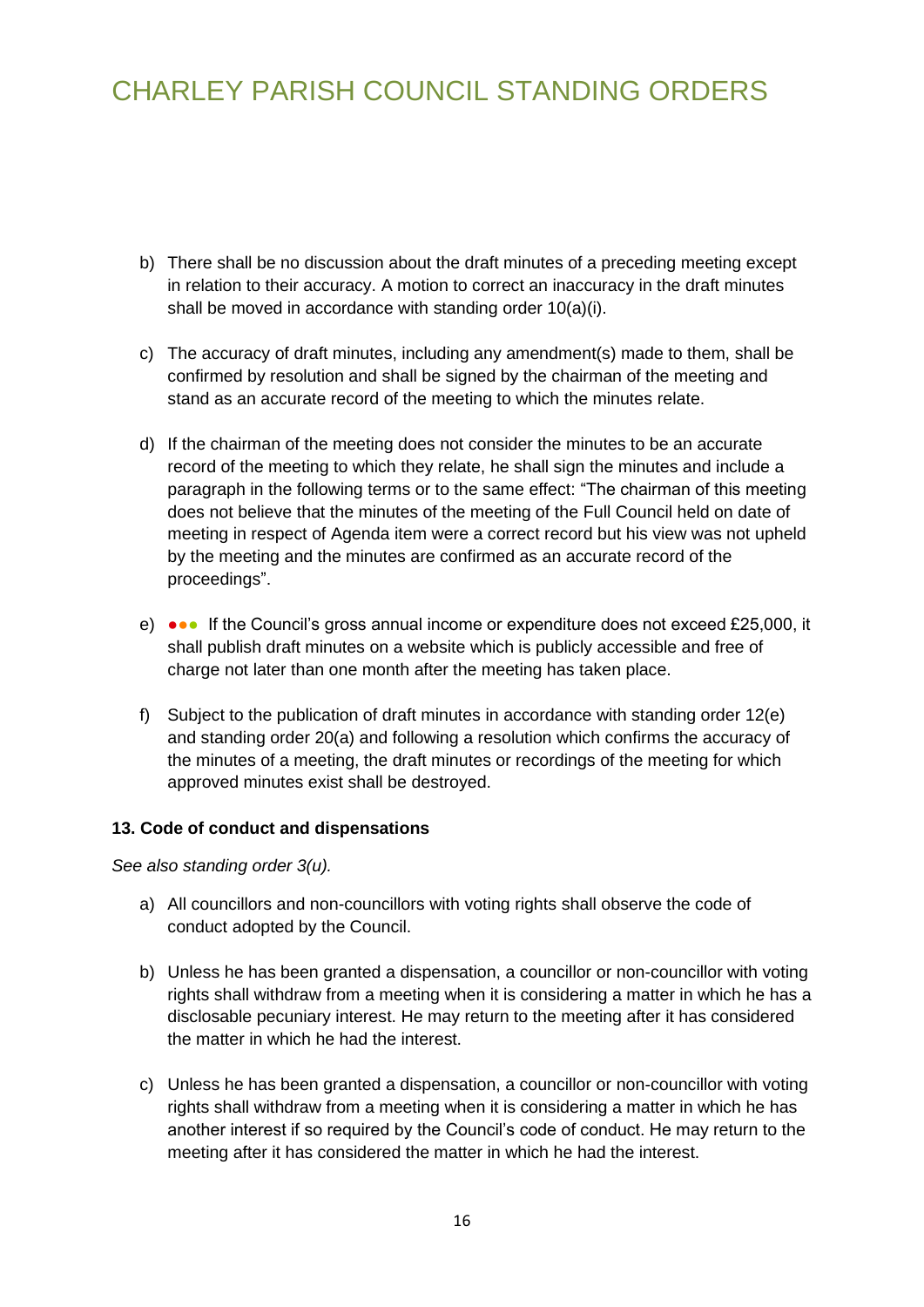b) There shall be no discussion about the draft minutes of a preceding meeting except in relation to their accuracy. A motion to correct an inaccuracy in the draft minutes shall be moved in accordance with standing order 10(a)(i).

c) The accuracy of draft minutes, including any amendment(s) made to them, shall be confirmed by resolution and shall be signed by the chairman of the meeting and stand as an accurate record of the meeting to which the minutes relate.

d) If the chairman of the meeting does not consider the minutes to be an accurate record of the meeting to which they relate, he shall sign the minutes and include a paragraph in the following terms or to the same effect: "The chairman of this meeting does not believe that the minutes of the meeting of the Full Council held on date of meeting in respect of Agenda item were a correct record but his view was not upheld by the meeting and the minutes are confirmed as an accurate record of the proceedings".

e) ●●● If the Council's gross annual income or expenditure does not exceed £25,000, it shall publish draft minutes on a website which is publicly accessible and free of charge not later than one month after the meeting has taken place.

f) Subject to the publication of draft minutes in accordance with standing order 12(e) and standing order 20(a) and following a resolution which confirms the accuracy of the minutes of a meeting, the draft minutes or recordings of the meeting for which approved minutes exist shall be destroyed.

**13. Code of conduct and dispensations**

*See also standing order 3(u).*

a) All councillors and non-councillors with voting rights shall observe the code of conduct adopted by the Council.

b) Unless he has been granted a dispensation, a councillor or non-councillor with voting rights shall withdraw from a meeting when it is considering a matter in which he has a disclosable pecuniary interest. He may return to the meeting after it has considered the matter in which he had the interest.

c) Unless he has been granted a dispensation, a councillor or non-councillor with voting rights shall withdraw from a meeting when it is considering a matter in which he has another interest if so required by the Council's code of conduct. He may return to the meeting after it has considered the matter in which he had the interest.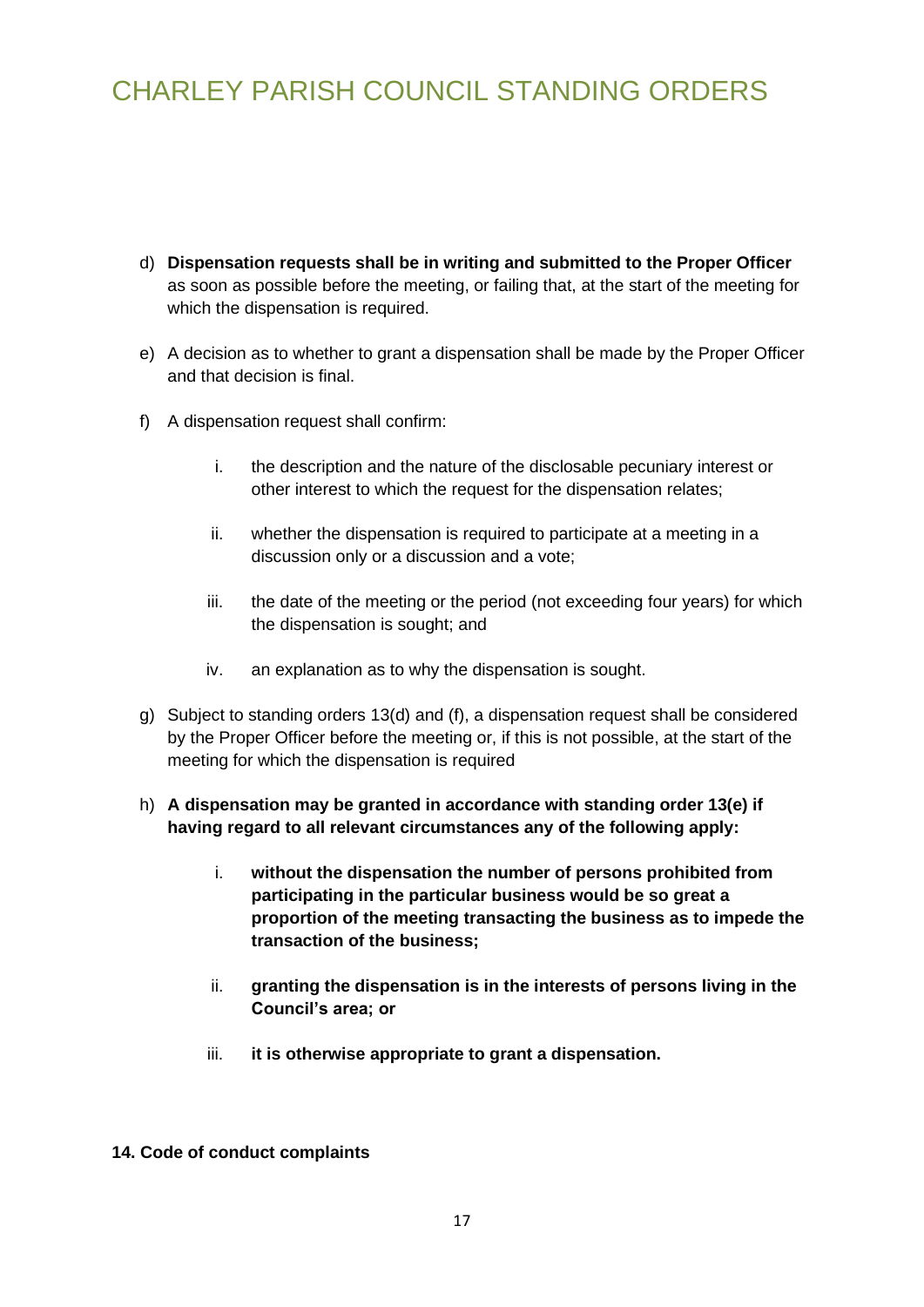d) **Dispensation requests shall be in writing and submitted to the Proper Officer** as soon as possible before the meeting, or failing that, at the start of the meeting for which the dispensation is required.

e) A decision as to whether to grant a dispensation shall be made by the Proper Officer and that decision is final.

f) A dispensation request shall confirm:

   i. the description and the nature of the disclosable pecuniary interest or other interest to which the request for the dispensation relates;

   ii. whether the dispensation is required to participate at a meeting in a discussion only or a discussion and a vote;

   iii. the date of the meeting or the period (not exceeding four years) for which the dispensation is sought; and

   iv. an explanation as to why the dispensation is sought.

g) Subject to standing orders 13(d) and (f), a dispensation request shall be considered by the Proper Officer before the meeting or, if this is not possible, at the start of the meeting for which the dispensation is required

h) **A dispensation may be granted in accordance with standing order 13(e) if having regard to all relevant circumstances any of the following apply:**

   i. **without the dispensation the number of persons prohibited from participating in the particular business would be so great a proportion of the meeting transacting the business as to impede the transaction of the business;**

   ii. **granting the dispensation is in the interests of persons living in the Council's area; or**

   iii. **it is otherwise appropriate to grant a dispensation.**

**14. Code of conduct complaints**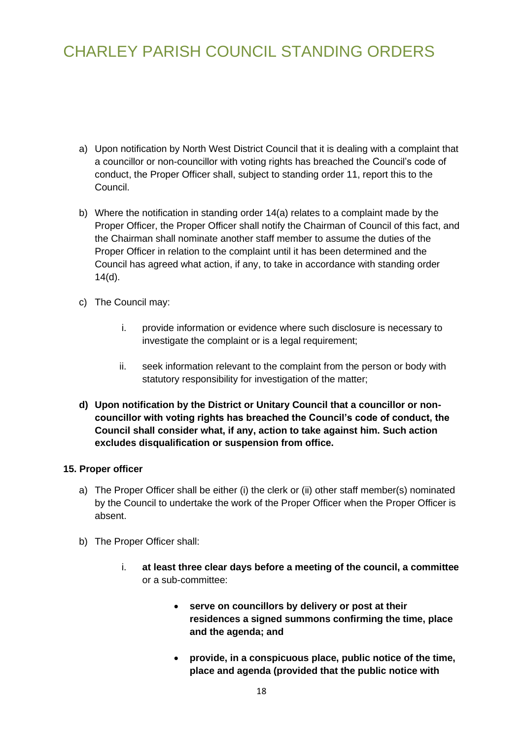a) Upon notification by North West District Council that it is dealing with a complaint that a councillor or non-councillor with voting rights has breached the Council's code of conduct, the Proper Officer shall, subject to standing order 11, report this to the Council.

b) Where the notification in standing order 14(a) relates to a complaint made by the Proper Officer, the Proper Officer shall notify the Chairman of Council of this fact, and the Chairman shall nominate another staff member to assume the duties of the Proper Officer in relation to the complaint until it has been determined and the Council has agreed what action, if any, to take in accordance with standing order 14(d).

c) The Council may:

    i. provide information or evidence where such disclosure is necessary to investigate the complaint or is a legal requirement;

    ii. seek information relevant to the complaint from the person or body with statutory responsibility for investigation of the matter;

**d) Upon notification by the District or Unitary Council that a councillor or non-councillor with voting rights has breached the Council's code of conduct, the Council shall consider what, if any, action to take against him. Such action excludes disqualification or suspension from office.**

**15. Proper officer**

a) The Proper Officer shall be either (i) the clerk or (ii) other staff member(s) nominated by the Council to undertake the work of the Proper Officer when the Proper Officer is absent.

b) The Proper Officer shall:

    i. **at least three clear days before a meeting of the council, a committee** or a sub-committee:

        - **serve on councillors by delivery or post at their residences a signed summons confirming the time, place and the agenda; and**

        - **provide, in a conspicuous place, public notice of the time, place and agenda (provided that the public notice with**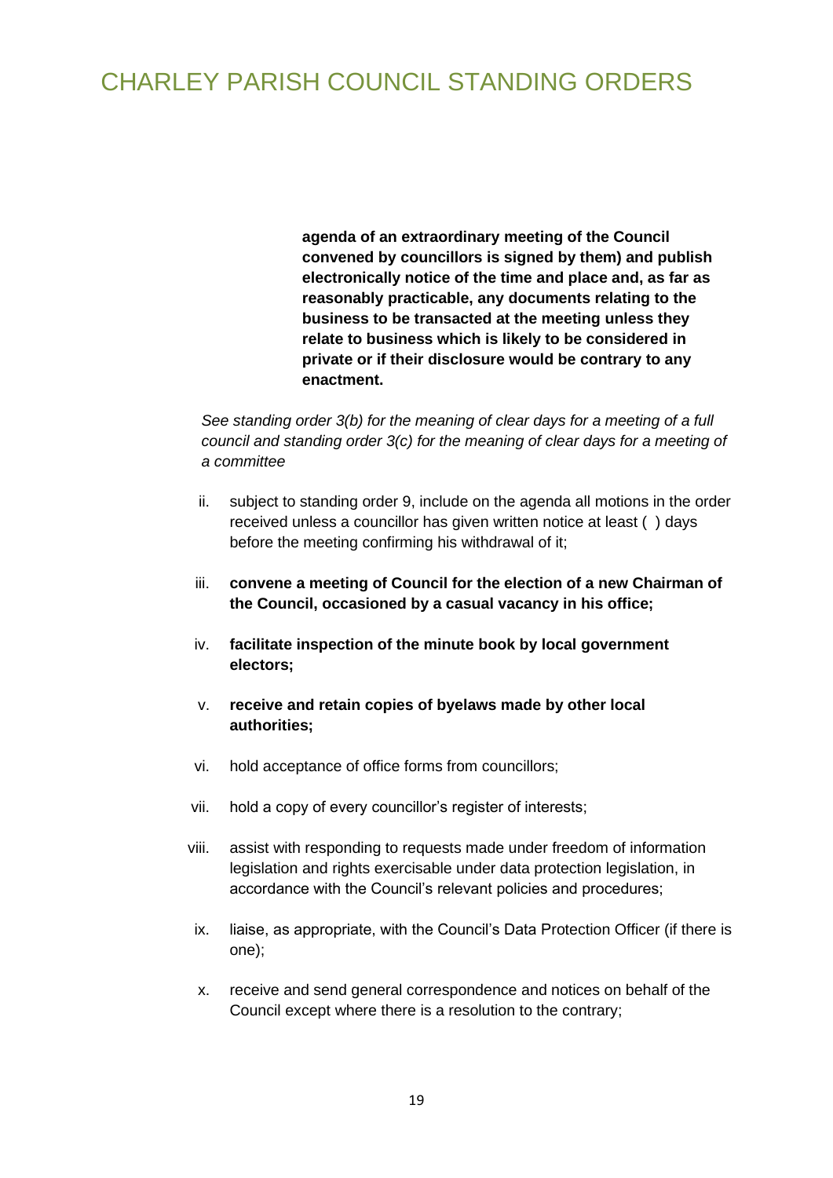**agenda of an extraordinary meeting of the Council convened by councillors is signed by them) and publish electronically notice of the time and place and, as far as reasonably practicable, any documents relating to the business to be transacted at the meeting unless they relate to business which is likely to be considered in private or if their disclosure would be contrary to any enactment.**

*See standing order 3(b) for the meaning of clear days for a meeting of a full council and standing order 3(c) for the meaning of clear days for a meeting of a committee*

ii. subject to standing order 9, include on the agenda all motions in the order received unless a councillor has given written notice at least ( ) days before the meeting confirming his withdrawal of it;

iii. **convene a meeting of Council for the election of a new Chairman of the Council, occasioned by a casual vacancy in his office;**

iv. **facilitate inspection of the minute book by local government electors;**

v. **receive and retain copies of byelaws made by other local authorities;**

vi. hold acceptance of office forms from councillors;

vii. hold a copy of every councillor's register of interests;

viii. assist with responding to requests made under freedom of information legislation and rights exercisable under data protection legislation, in accordance with the Council's relevant policies and procedures;

ix. liaise, as appropriate, with the Council's Data Protection Officer (if there is one);

x. receive and send general correspondence and notices on behalf of the Council except where there is a resolution to the contrary;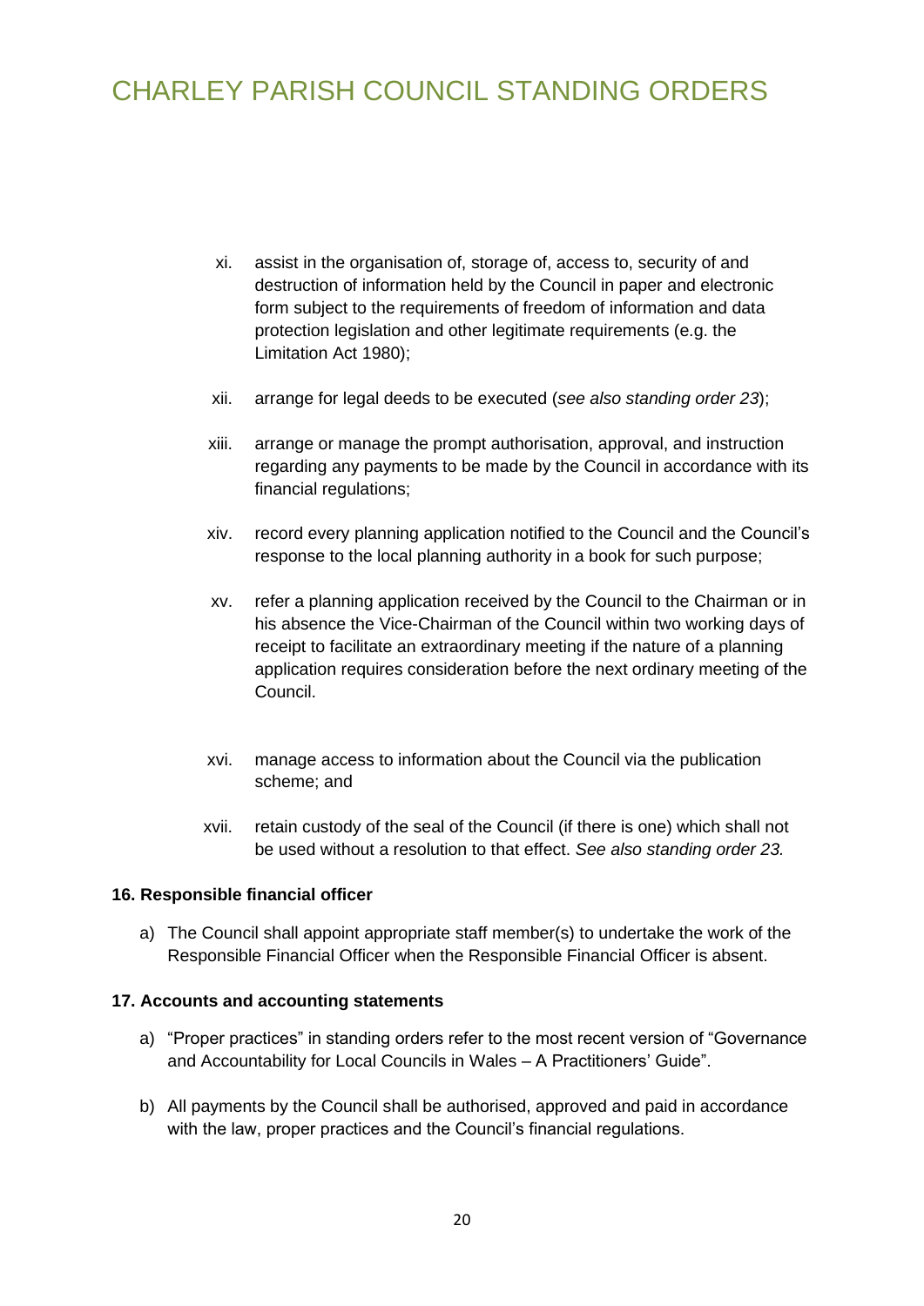xi. assist in the organisation of, storage of, access to, security of and destruction of information held by the Council in paper and electronic form subject to the requirements of freedom of information and data protection legislation and other legitimate requirements (e.g. the Limitation Act 1980);

xii. arrange for legal deeds to be executed (*see also standing order 23*);

xiii. arrange or manage the prompt authorisation, approval, and instruction regarding any payments to be made by the Council in accordance with its financial regulations;

xiv. record every planning application notified to the Council and the Council's response to the local planning authority in a book for such purpose;

xv. refer a planning application received by the Council to the Chairman or in his absence the Vice-Chairman of the Council within two working days of receipt to facilitate an extraordinary meeting if the nature of a planning application requires consideration before the next ordinary meeting of the Council.

xvi. manage access to information about the Council via the publication scheme; and

xvii. retain custody of the seal of the Council (if there is one) which shall not be used without a resolution to that effect. *See also standing order 23.*

**16. Responsible financial officer**

a) The Council shall appoint appropriate staff member(s) to undertake the work of the Responsible Financial Officer when the Responsible Financial Officer is absent.

**17. Accounts and accounting statements**

a) "Proper practices" in standing orders refer to the most recent version of "Governance and Accountability for Local Councils in Wales – A Practitioners' Guide".

b) All payments by the Council shall be authorised, approved and paid in accordance with the law, proper practices and the Council's financial regulations.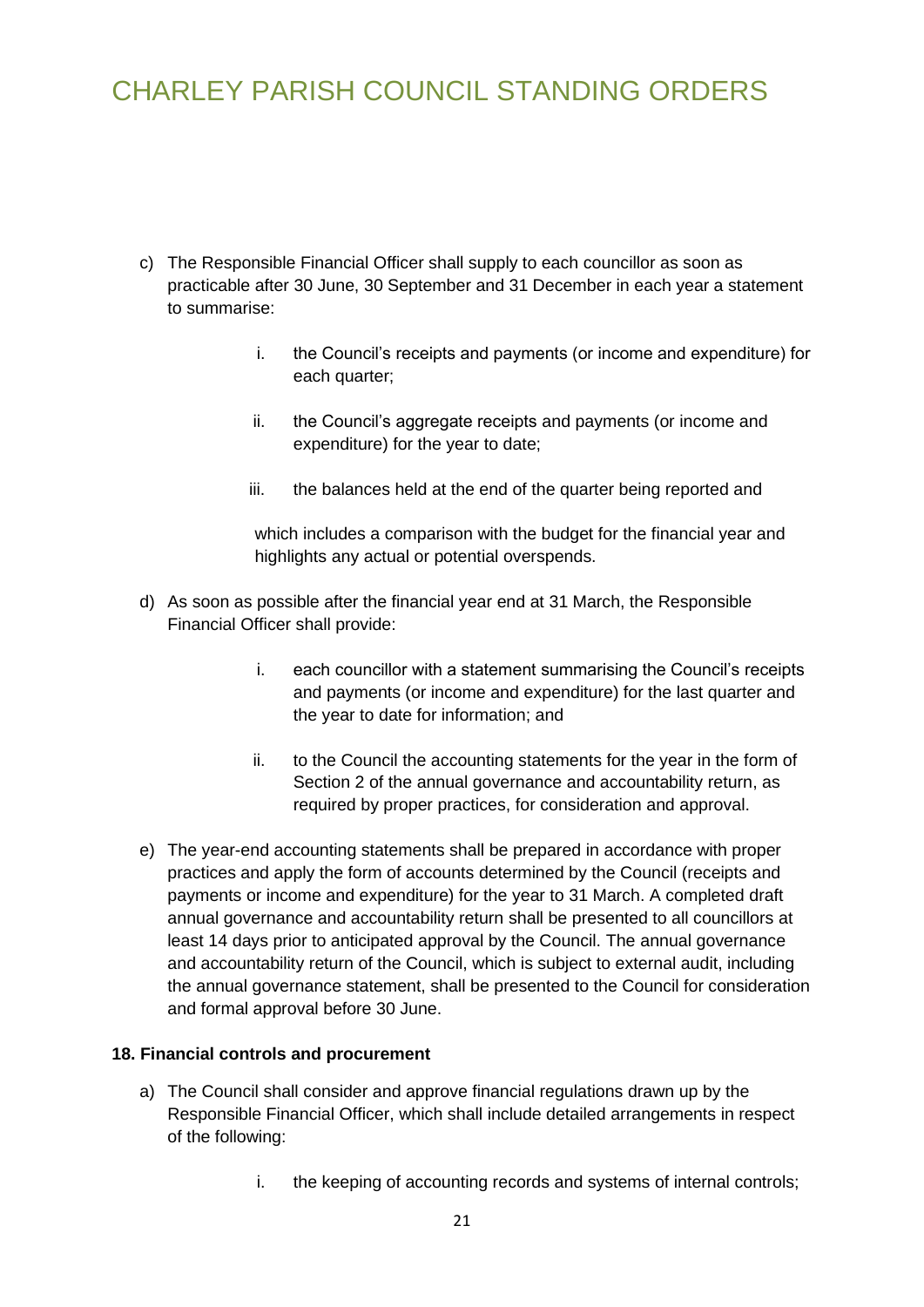c) The Responsible Financial Officer shall supply to each councillor as soon as practicable after 30 June, 30 September and 31 December in each year a statement to summarise:

    i. the Council's receipts and payments (or income and expenditure) for each quarter;

    ii. the Council's aggregate receipts and payments (or income and expenditure) for the year to date;

    iii. the balances held at the end of the quarter being reported and

    which includes a comparison with the budget for the financial year and highlights any actual or potential overspends.

d) As soon as possible after the financial year end at 31 March, the Responsible Financial Officer shall provide:

    i. each councillor with a statement summarising the Council's receipts and payments (or income and expenditure) for the last quarter and the year to date for information; and

    ii. to the Council the accounting statements for the year in the form of Section 2 of the annual governance and accountability return, as required by proper practices, for consideration and approval.

e) The year-end accounting statements shall be prepared in accordance with proper practices and apply the form of accounts determined by the Council (receipts and payments or income and expenditure) for the year to 31 March. A completed draft annual governance and accountability return shall be presented to all councillors at least 14 days prior to anticipated approval by the Council. The annual governance and accountability return of the Council, which is subject to external audit, including the annual governance statement, shall be presented to the Council for consideration and formal approval before 30 June.

**18. Financial controls and procurement**

a) The Council shall consider and approve financial regulations drawn up by the Responsible Financial Officer, which shall include detailed arrangements in respect of the following:

    i. the keeping of accounting records and systems of internal controls;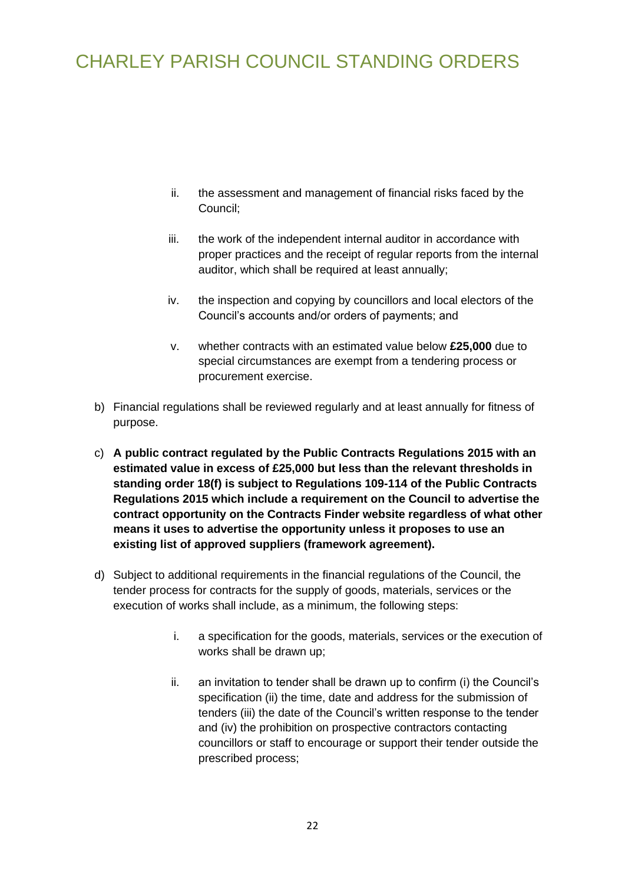ii. the assessment and management of financial risks faced by the Council;

   iii. the work of the independent internal auditor in accordance with proper practices and the receipt of regular reports from the internal auditor, which shall be required at least annually;

   iv. the inspection and copying by councillors and local electors of the Council's accounts and/or orders of payments; and

   v. whether contracts with an estimated value below **£25,000** due to special circumstances are exempt from a tendering process or procurement exercise.

b) Financial regulations shall be reviewed regularly and at least annually for fitness of purpose.

c) **A public contract regulated by the Public Contracts Regulations 2015 with an estimated value in excess of £25,000 but less than the relevant thresholds in standing order 18(f) is subject to Regulations 109-114 of the Public Contracts Regulations 2015 which include a requirement on the Council to advertise the contract opportunity on the Contracts Finder website regardless of what other means it uses to advertise the opportunity unless it proposes to use an existing list of approved suppliers (framework agreement).**

d) Subject to additional requirements in the financial regulations of the Council, the tender process for contracts for the supply of goods, materials, services or the execution of works shall include, as a minimum, the following steps:

   i. a specification for the goods, materials, services or the execution of works shall be drawn up;

   ii. an invitation to tender shall be drawn up to confirm (i) the Council's specification (ii) the time, date and address for the submission of tenders (iii) the date of the Council's written response to the tender and (iv) the prohibition on prospective contractors contacting councillors or staff to encourage or support their tender outside the prescribed process;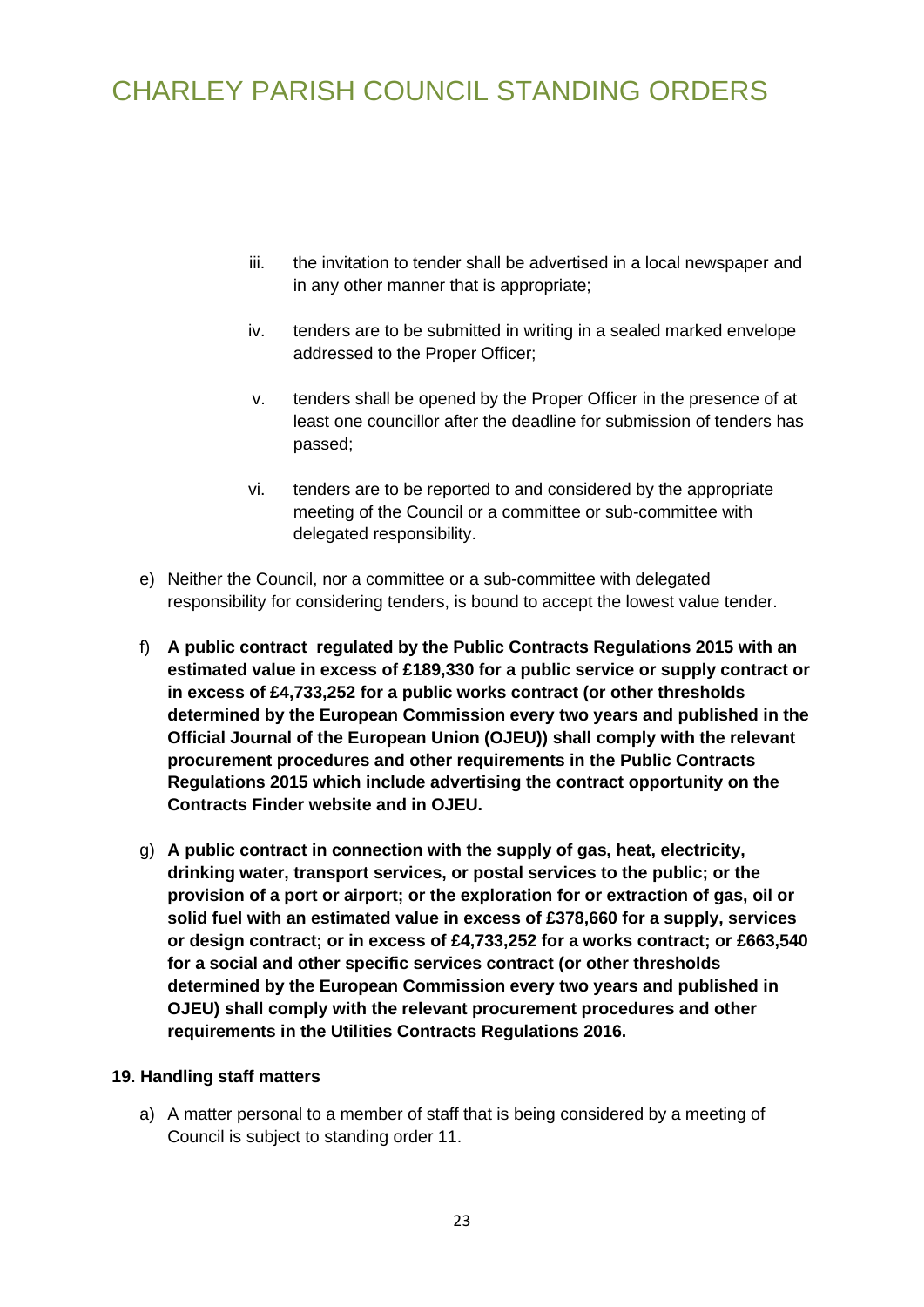iii. the invitation to tender shall be advertised in a local newspaper and in any other manner that is appropriate;

iv. tenders are to be submitted in writing in a sealed marked envelope addressed to the Proper Officer;

v. tenders shall be opened by the Proper Officer in the presence of at least one councillor after the deadline for submission of tenders has passed;

vi. tenders are to be reported to and considered by the appropriate meeting of the Council or a committee or sub-committee with delegated responsibility.

e) Neither the Council, nor a committee or a sub-committee with delegated responsibility for considering tenders, is bound to accept the lowest value tender.

f) **A public contract regulated by the Public Contracts Regulations 2015 with an estimated value in excess of £189,330 for a public service or supply contract or in excess of £4,733,252 for a public works contract (or other thresholds determined by the European Commission every two years and published in the Official Journal of the European Union (OJEU)) shall comply with the relevant procurement procedures and other requirements in the Public Contracts Regulations 2015 which include advertising the contract opportunity on the Contracts Finder website and in OJEU.**

g) **A public contract in connection with the supply of gas, heat, electricity, drinking water, transport services, or postal services to the public; or the provision of a port or airport; or the exploration for or extraction of gas, oil or solid fuel with an estimated value in excess of £378,660 for a supply, services or design contract; or in excess of £4,733,252 for a works contract; or £663,540 for a social and other specific services contract (or other thresholds determined by the European Commission every two years and published in OJEU) shall comply with the relevant procurement procedures and other requirements in the Utilities Contracts Regulations 2016.**

**19. Handling staff matters**

a) A matter personal to a member of staff that is being considered by a meeting of Council is subject to standing order 11.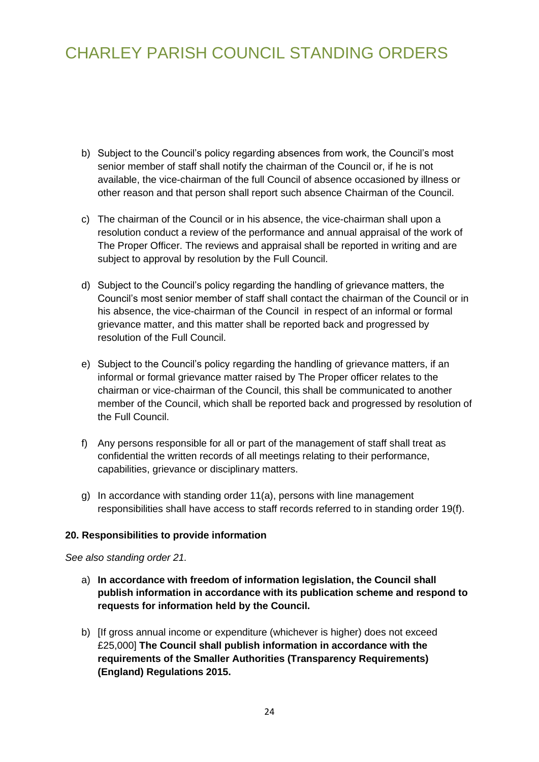b) Subject to the Council's policy regarding absences from work, the Council's most senior member of staff shall notify the chairman of the Council or, if he is not available, the vice-chairman of the full Council of absence occasioned by illness or other reason and that person shall report such absence Chairman of the Council.

c) The chairman of the Council or in his absence, the vice-chairman shall upon a resolution conduct a review of the performance and annual appraisal of the work of The Proper Officer. The reviews and appraisal shall be reported in writing and are subject to approval by resolution by the Full Council.

d) Subject to the Council's policy regarding the handling of grievance matters, the Council's most senior member of staff shall contact the chairman of the Council or in his absence, the vice-chairman of the Council in respect of an informal or formal grievance matter, and this matter shall be reported back and progressed by resolution of the Full Council.

e) Subject to the Council's policy regarding the handling of grievance matters, if an informal or formal grievance matter raised by The Proper officer relates to the chairman or vice-chairman of the Council, this shall be communicated to another member of the Council, which shall be reported back and progressed by resolution of the Full Council.

f) Any persons responsible for all or part of the management of staff shall treat as confidential the written records of all meetings relating to their performance, capabilities, grievance or disciplinary matters.

g) In accordance with standing order 11(a), persons with line management responsibilities shall have access to staff records referred to in standing order 19(f).

**20. Responsibilities to provide information**

*See also standing order 21.*

a) **In accordance with freedom of information legislation, the Council shall publish information in accordance with its publication scheme and respond to requests for information held by the Council.**

b) [If gross annual income or expenditure (whichever is higher) does not exceed £25,000] **The Council shall publish information in accordance with the requirements of the Smaller Authorities (Transparency Requirements) (England) Regulations 2015.**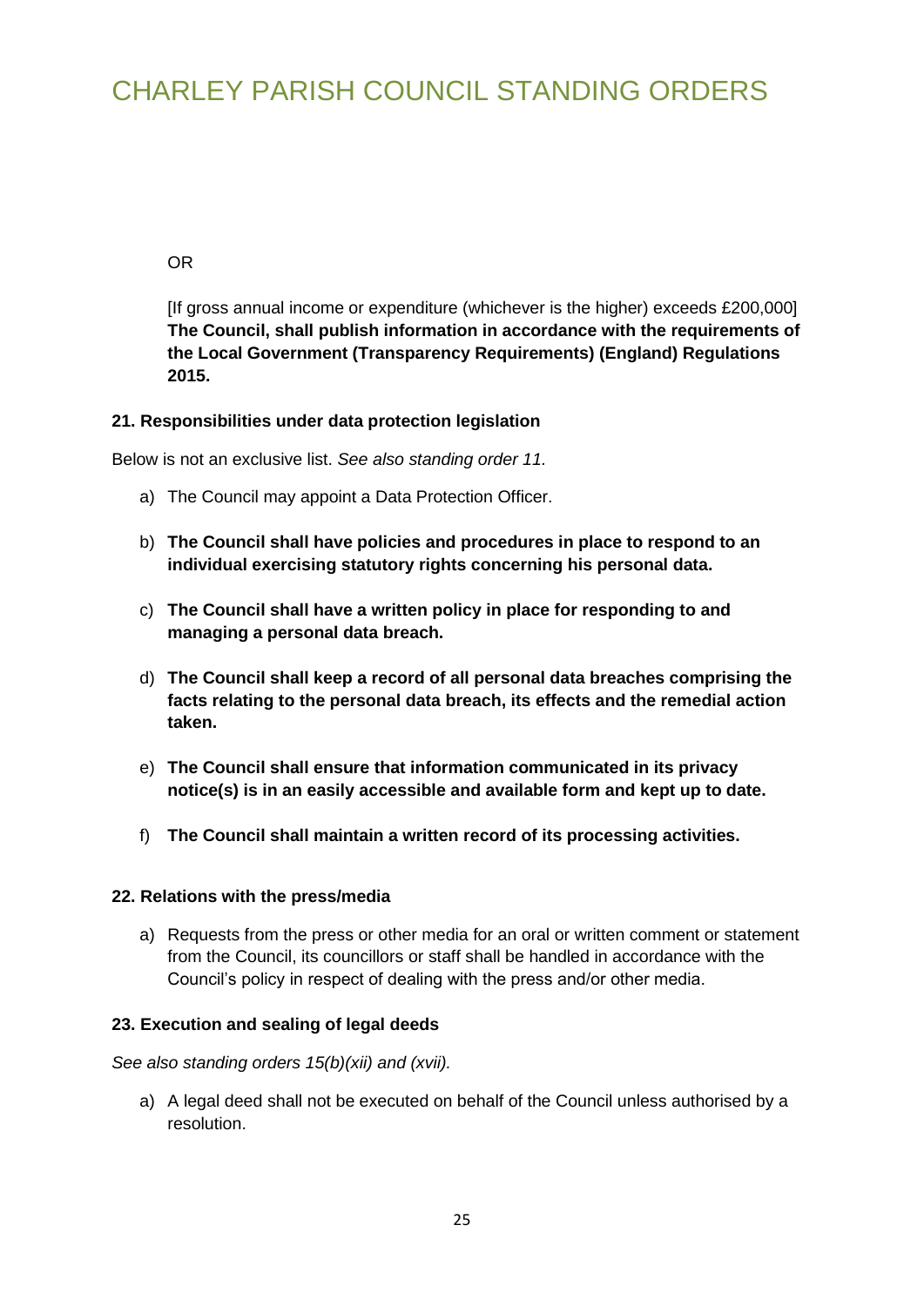OR

[If gross annual income or expenditure (whichever is the higher) exceeds £200,000] **The Council, shall publish information in accordance with the requirements of the Local Government (Transparency Requirements) (England) Regulations 2015.**

**21. Responsibilities under data protection legislation**

Below is not an exclusive list. *See also standing order 11.*

a) The Council may appoint a Data Protection Officer.

b) **The Council shall have policies and procedures in place to respond to an individual exercising statutory rights concerning his personal data.**

c) **The Council shall have a written policy in place for responding to and managing a personal data breach.**

d) **The Council shall keep a record of all personal data breaches comprising the facts relating to the personal data breach, its effects and the remedial action taken.**

e) **The Council shall ensure that information communicated in its privacy notice(s) is in an easily accessible and available form and kept up to date.**

f) **The Council shall maintain a written record of its processing activities.**

**22. Relations with the press/media**

a) Requests from the press or other media for an oral or written comment or statement from the Council, its councillors or staff shall be handled in accordance with the Council's policy in respect of dealing with the press and/or other media.

**23. Execution and sealing of legal deeds**

*See also standing orders 15(b)(xii) and (xvii).*

a) A legal deed shall not be executed on behalf of the Council unless authorised by a resolution.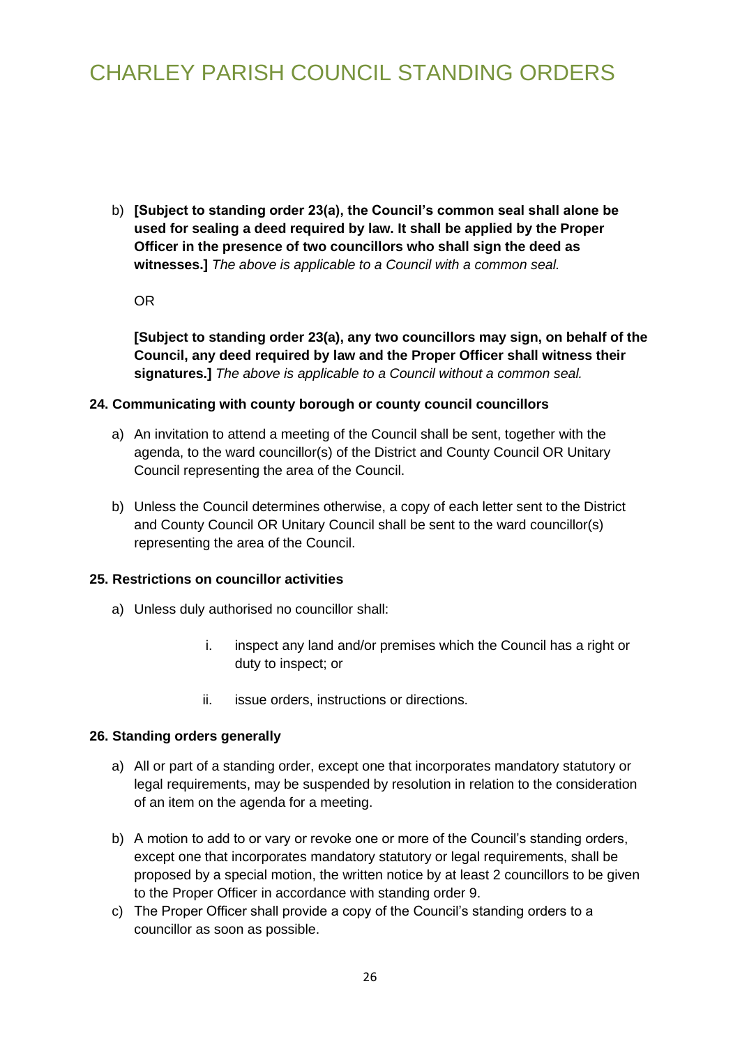b) **[Subject to standing order 23(a), the Council's common seal shall alone be used for sealing a deed required by law. It shall be applied by the Proper Officer in the presence of two councillors who shall sign the deed as witnesses.]** *The above is applicable to a Council with a common seal.*

   OR

   **[Subject to standing order 23(a), any two councillors may sign, on behalf of the Council, any deed required by law and the Proper Officer shall witness their signatures.]** *The above is applicable to a Council without a common seal.*

**24. Communicating with county borough or county council councillors**

a) An invitation to attend a meeting of the Council shall be sent, together with the agenda, to the ward councillor(s) of the District and County Council OR Unitary Council representing the area of the Council.

b) Unless the Council determines otherwise, a copy of each letter sent to the District and County Council OR Unitary Council shall be sent to the ward councillor(s) representing the area of the Council.

**25. Restrictions on councillor activities**

a) Unless duly authorised no councillor shall:

   i. inspect any land and/or premises which the Council has a right or duty to inspect; or

   ii. issue orders, instructions or directions.

**26. Standing orders generally**

a) All or part of a standing order, except one that incorporates mandatory statutory or legal requirements, may be suspended by resolution in relation to the consideration of an item on the agenda for a meeting.

b) A motion to add to or vary or revoke one or more of the Council's standing orders, except one that incorporates mandatory statutory or legal requirements, shall be proposed by a special motion, the written notice by at least 2 councillors to be given to the Proper Officer in accordance with standing order 9.

c) The Proper Officer shall provide a copy of the Council's standing orders to a councillor as soon as possible.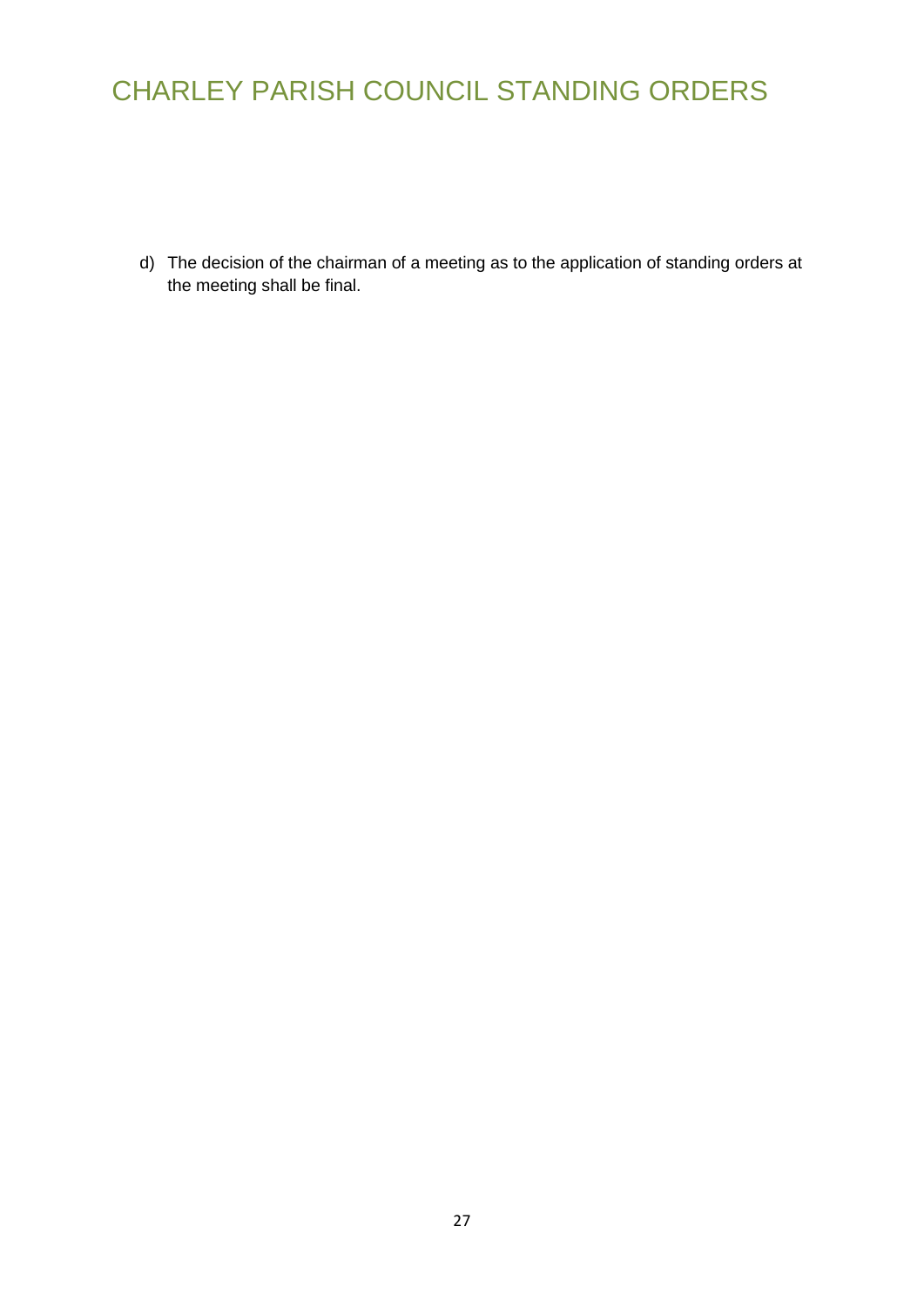d) The decision of the chairman of a meeting as to the application of standing orders at the meeting shall be final.